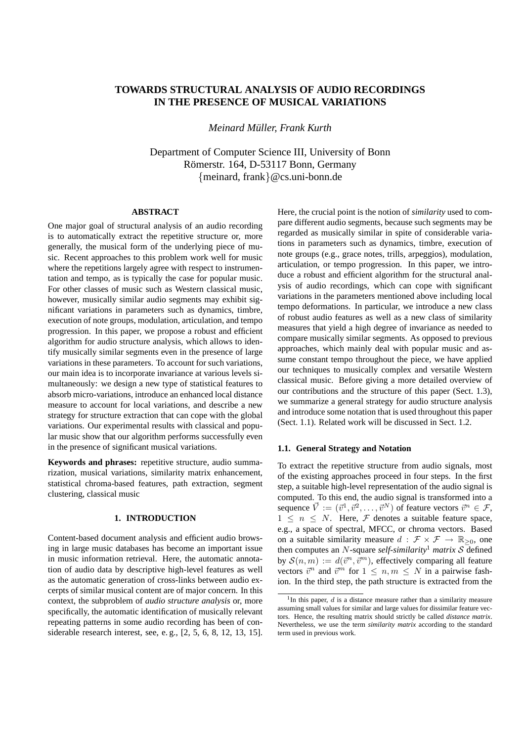# TOWARDS STRUCTURAL ANALYSIS OF AUDIO RECORDINGS IN THE PRESENCE OF MUSICAL VARIATIONS

*Meinard Müller, Frank Kurth*

Department of Computer Science III, University of Bonn
Römerstr. 164, D-53117 Bonn, Germany
{meinard, frank}@cs.uni-bonn.de

## ABSTRACT

One major goal of structural analysis of an audio recording is to automatically extract the repetitive structure or, more generally, the musical form of the underlying piece of music. Recent approaches to this problem work well for music where the repetitions largely agree with respect to instrumentation and tempo, as is typically the case for popular music. For other classes of music such as Western classical music, however, musically similar audio segments may exhibit significant variations in parameters such as dynamics, timbre, execution of note groups, modulation, articulation, and tempo progression. In this paper, we propose a robust and efficient algorithm for audio structure analysis, which allows to identify musically similar segments even in the presence of large variations in these parameters. To account for such variations, our main idea is to incorporate invariance at various levels simultaneously: we design a new type of statistical features to absorb micro-variations, introduce an enhanced local distance measure to account for local variations, and describe a new strategy for structure extraction that can cope with the global variations. Our experimental results with classical and popular music show that our algorithm performs successfully even in the presence of significant musical variations.

**Keywords and phrases:** repetitive structure, audio summarization, musical variations, similarity matrix enhancement, statistical chroma-based features, path extraction, segment clustering, classical music

## 1. INTRODUCTION

Content-based document analysis and efficient audio browsing in large music databases has become an important issue in music information retrieval. Here, the automatic annotation of audio data by descriptive high-level features as well as the automatic generation of cross-links between audio excerpts of similar musical content are of major concern. In this context, the subproblem of *audio structure analysis* or, more specifically, the automatic identification of musically relevant repeating patterns in some audio recording has been of considerable research interest, see, e. g., [2, 5, 6, 8, 12, 13, 15]. Here, the crucial point is the notion of *similarity* used to compare different audio segments, because such segments may be regarded as musically similar in spite of considerable variations in parameters such as dynamics, timbre, execution of note groups (e.g., grace notes, trills, arpeggios), modulation, articulation, or tempo progression. In this paper, we introduce a robust and efficient algorithm for the structural analysis of audio recordings, which can cope with significant variations in the parameters mentioned above including local tempo deformations. In particular, we introduce a new class of robust audio features as well as a new class of similarity measures that yield a high degree of invariance as needed to compare musically similar segments. As opposed to previous approaches, which mainly deal with popular music and assume constant tempo throughout the piece, we have applied our techniques to musically complex and versatile Western classical music. Before giving a more detailed overview of our contributions and the structure of this paper (Sect. 1.3), we summarize a general strategy for audio structure analysis and introduce some notation that is used throughout this paper (Sect. 1.1). Related work will be discussed in Sect. 1.2.

### 1.1. General Strategy and Notation

To extract the repetitive structure from audio signals, most of the existing approaches proceed in four steps. In the first step, a suitable high-level representation of the audio signal is computed. To this end, the audio signal is transformed into a sequence $\vec{V} := (\vec{v}^1, \vec{v}^2, \ldots, \vec{v}^N)$ of feature vectors $\vec{v}^n \in \mathcal{F}$, $1 \leq n \leq N$. Here, $\mathcal{F}$ denotes a suitable feature space, e.g., a space of spectral, MFCC, or chroma vectors. Based on a suitable similarity measure $d : \mathcal{F} \times \mathcal{F} \rightarrow \mathbb{R}_{\geq 0}$, one then computes an $N$-square *self-similarity*[1] *matrix* $\mathcal{S}$ defined by $\mathcal{S}(n, m) := d(\vec{v}^n, \vec{v}^m)$, effectively comparing all feature vectors $\vec{v}^n$ and $\vec{v}^m$ for $1 \leq n, m \leq N$ in a pairwise fashion. In the third step, the path structure is extracted from the

[1] In this paper, $d$ is a distance measure rather than a similarity measure assuming small values for similar and large values for dissimilar feature vectors. Hence, the resulting matrix should strictly be called *distance matrix*. Nevertheless, we use the term *similarity matrix* according to the standard term used in previous work.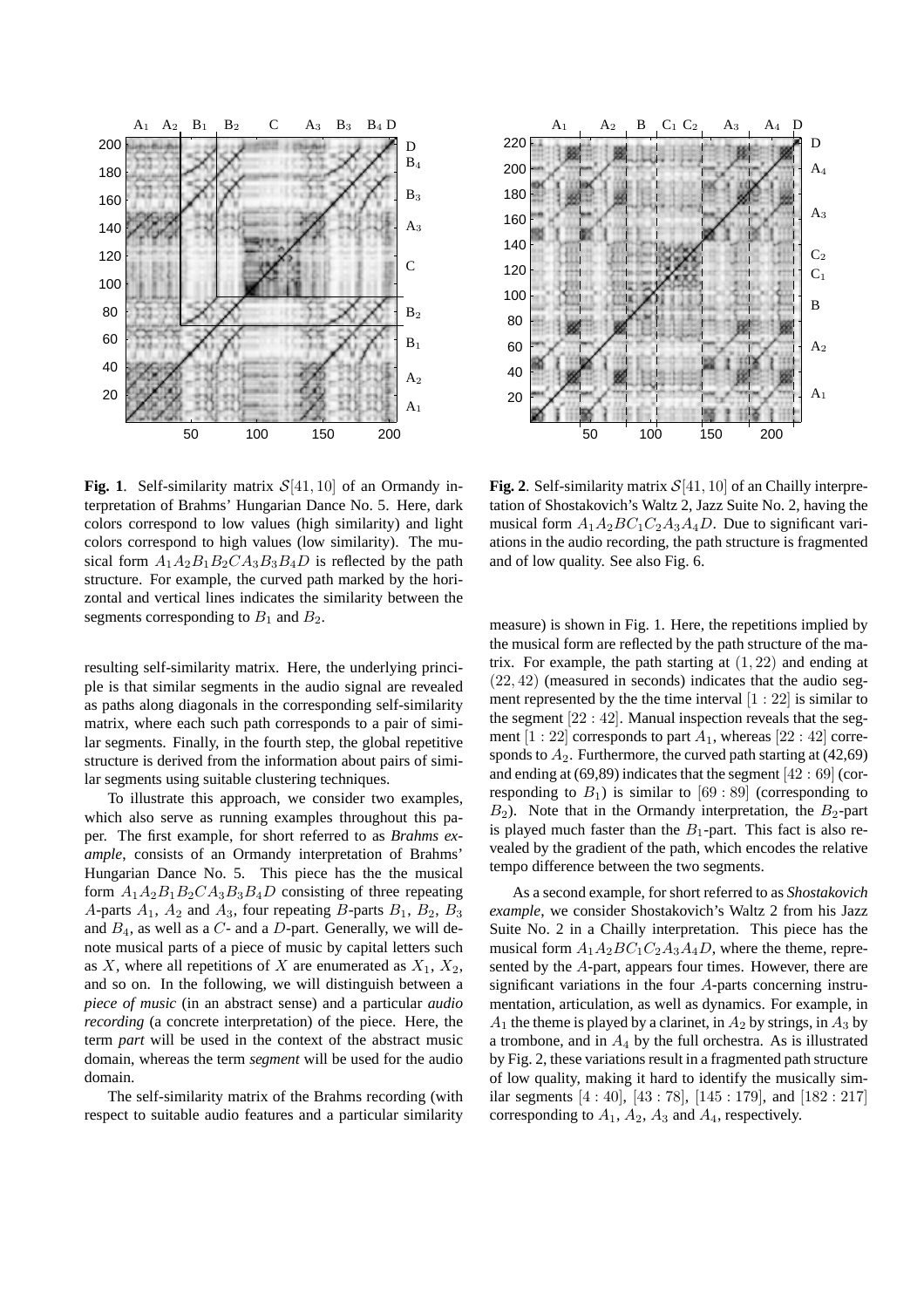**Fig. 1**. Self-similarity matrix $\mathcal{S}[41, 10]$ of an Ormandy interpretation of Brahms' Hungarian Dance No. 5. Here, dark colors correspond to low values (high similarity) and light colors correspond to high values (low similarity). The musical form $A_1A_2B_1B_2CA_3B_3B_4D$ is reflected by the path structure. For example, the curved path marked by the horizontal and vertical lines indicates the similarity between the segments corresponding to $B_1$ and $B_2$.

**Fig. 2**. Self-similarity matrix $\mathcal{S}[41, 10]$ of an Chailly interpretation of Shostakovich's Waltz 2, Jazz Suite No. 2, having the musical form $A_1A_2BC_1C_2A_3A_4D$. Due to significant variations in the audio recording, the path structure is fragmented and of low quality. See also Fig. 6.

resulting self-similarity matrix. Here, the underlying principle is that similar segments in the audio signal are revealed as paths along diagonals in the corresponding self-similarity matrix, where each such path corresponds to a pair of similar segments. Finally, in the fourth step, the global repetitive structure is derived from the information about pairs of similar segments using suitable clustering techniques.

To illustrate this approach, we consider two examples, which also serve as running examples throughout this paper. The first example, for short referred to as *Brahms example*, consists of an Ormandy interpretation of Brahms' Hungarian Dance No. 5. This piece has the the musical form $A_1A_2B_1B_2CA_3B_3B_4D$ consisting of three repeating $A$-parts $A_1$, $A_2$ and $A_3$, four repeating $B$-parts $B_1$, $B_2$, $B_3$ and $B_4$, as well as a $C$- and a $D$-part. Generally, we will denote musical parts of a piece of music by capital letters such as $X$, where all repetitions of $X$ are enumerated as $X_1$, $X_2$, and so on. In the following, we will distinguish between a *piece of music* (in an abstract sense) and a particular *audio recording* (a concrete interpretation) of the piece. Here, the term *part* will be used in the context of the abstract music domain, whereas the term *segment* will be used for the audio domain.

The self-similarity matrix of the Brahms recording (with respect to suitable audio features and a particular similarity measure) is shown in Fig. 1. Here, the repetitions implied by the musical form are reflected by the path structure of the matrix. For example, the path starting at $(1, 22)$ and ending at $(22, 42)$ (measured in seconds) indicates that the audio segment represented by the the time interval $[1 : 22]$ is similar to the segment $[22 : 42]$. Manual inspection reveals that the segment $[1 : 22]$ corresponds to part $A_1$, whereas $[22 : 42]$ corresponds to $A_2$. Furthermore, the curved path starting at (42,69) and ending at (69,89) indicates that the segment $[42 : 69]$ (corresponding to $B_1$) is similar to $[69 : 89]$ (corresponding to $B_2$). Note that in the Ormandy interpretation, the $B_2$-part is played much faster than the $B_1$-part. This fact is also revealed by the gradient of the path, which encodes the relative tempo difference between the two segments.

As a second example, for short referred to as *Shostakovich example*, we consider Shostakovich's Waltz 2 from his Jazz Suite No. 2 in a Chailly interpretation. This piece has the musical form $A_1A_2BC_1C_2A_3A_4D$, where the theme, represented by the $A$-part, appears four times. However, there are significant variations in the four $A$-parts concerning instrumentation, articulation, as well as dynamics. For example, in $A_1$ the theme is played by a clarinet, in $A_2$ by strings, in $A_3$ by a trombone, and in $A_4$ by the full orchestra. As is illustrated by Fig. 2, these variations result in a fragmented path structure of low quality, making it hard to identify the musically similar segments $[4 : 40]$, $[43 : 78]$, $[145 : 179]$, and $[182 : 217]$ corresponding to $A_1$, $A_2$, $A_3$ and $A_4$, respectively.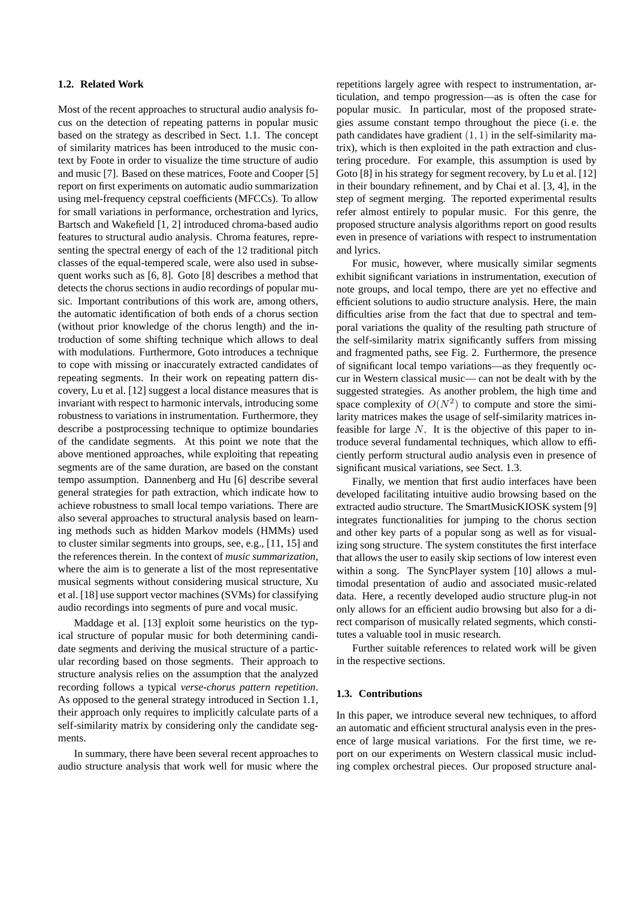### 1.2. Related Work

Most of the recent approaches to structural audio analysis focus on the detection of repeating patterns in popular music based on the strategy as described in Sect. 1.1. The concept of similarity matrices has been introduced to the music context by Foote in order to visualize the time structure of audio and music [7]. Based on these matrices, Foote and Cooper [5] report on first experiments on automatic audio summarization using mel-frequency cepstral coefficients (MFCCs). To allow for small variations in performance, orchestration and lyrics, Bartsch and Wakefield [1, 2] introduced chroma-based audio features to structural audio analysis. Chroma features, representing the spectral energy of each of the 12 traditional pitch classes of the equal-tempered scale, were also used in subsequent works such as [6, 8]. Goto [8] describes a method that detects the chorus sections in audio recordings of popular music. Important contributions of this work are, among others, the automatic identification of both ends of a chorus section (without prior knowledge of the chorus length) and the introduction of some shifting technique which allows to deal with modulations. Furthermore, Goto introduces a technique to cope with missing or inaccurately extracted candidates of repeating segments. In their work on repeating pattern discovery, Lu et al. [12] suggest a local distance measures that is invariant with respect to harmonic intervals, introducing some robustness to variations in instrumentation. Furthermore, they describe a postprocessing technique to optimize boundaries of the candidate segments. At this point we note that the above mentioned approaches, while exploiting that repeating segments are of the same duration, are based on the constant tempo assumption. Dannenberg and Hu [6] describe several general strategies for path extraction, which indicate how to achieve robustness to small local tempo variations. There are also several approaches to structural analysis based on learning methods such as hidden Markov models (HMMs) used to cluster similar segments into groups, see, e.g., [11, 15] and the references therein. In the context of *music summarization*, where the aim is to generate a list of the most representative musical segments without considering musical structure, Xu et al. [18] use support vector machines (SVMs) for classifying audio recordings into segments of pure and vocal music.

Maddage et al. [13] exploit some heuristics on the typical structure of popular music for both determining candidate segments and deriving the musical structure of a particular recording based on those segments. Their approach to structure analysis relies on the assumption that the analyzed recording follows a typical *verse-chorus pattern repetition*. As opposed to the general strategy introduced in Section 1.1, their approach only requires to implicitly calculate parts of a self-similarity matrix by considering only the candidate segments.

In summary, there have been several recent approaches to audio structure analysis that work well for music where the repetitions largely agree with respect to instrumentation, articulation, and tempo progression—as is often the case for popular music. In particular, most of the proposed strategies assume constant tempo throughout the piece (i. e. the path candidates have gradient $(1, 1)$ in the self-similarity matrix), which is then exploited in the path extraction and clustering procedure. For example, this assumption is used by Goto [8] in his strategy for segment recovery, by Lu et al. [12] in their boundary refinement, and by Chai et al. [3, 4], in the step of segment merging. The reported experimental results refer almost entirely to popular music. For this genre, the proposed structure analysis algorithms report on good results even in presence of variations with respect to instrumentation and lyrics.

For music, however, where musically similar segments exhibit significant variations in instrumentation, execution of note groups, and local tempo, there are yet no effective and efficient solutions to audio structure analysis. Here, the main difficulties arise from the fact that due to spectral and temporal variations the quality of the resulting path structure of the self-similarity matrix significantly suffers from missing and fragmented paths, see Fig. 2. Furthermore, the presence of significant local tempo variations—as they frequently occur in Western classical music— can not be dealt with by the suggested strategies. As another problem, the high time and space complexity of $O(N^2)$ to compute and store the similarity matrices makes the usage of self-similarity matrices infeasible for large $N$. It is the objective of this paper to introduce several fundamental techniques, which allow to efficiently perform structural audio analysis even in presence of significant musical variations, see Sect. 1.3.

Finally, we mention that first audio interfaces have been developed facilitating intuitive audio browsing based on the extracted audio structure. The SmartMusicKIOSK system [9] integrates functionalities for jumping to the chorus section and other key parts of a popular song as well as for visualizing song structure. The system constitutes the first interface that allows the user to easily skip sections of low interest even within a song. The SyncPlayer system [10] allows a multimodal presentation of audio and associated music-related data. Here, a recently developed audio structure plug-in not only allows for an efficient audio browsing but also for a direct comparison of musically related segments, which constitutes a valuable tool in music research.

Further suitable references to related work will be given in the respective sections.

### 1.3. Contributions

In this paper, we introduce several new techniques, to afford an automatic and efficient structural analysis even in the presence of large musical variations. For the first time, we report on our experiments on Western classical music including complex orchestral pieces. Our proposed structure anal-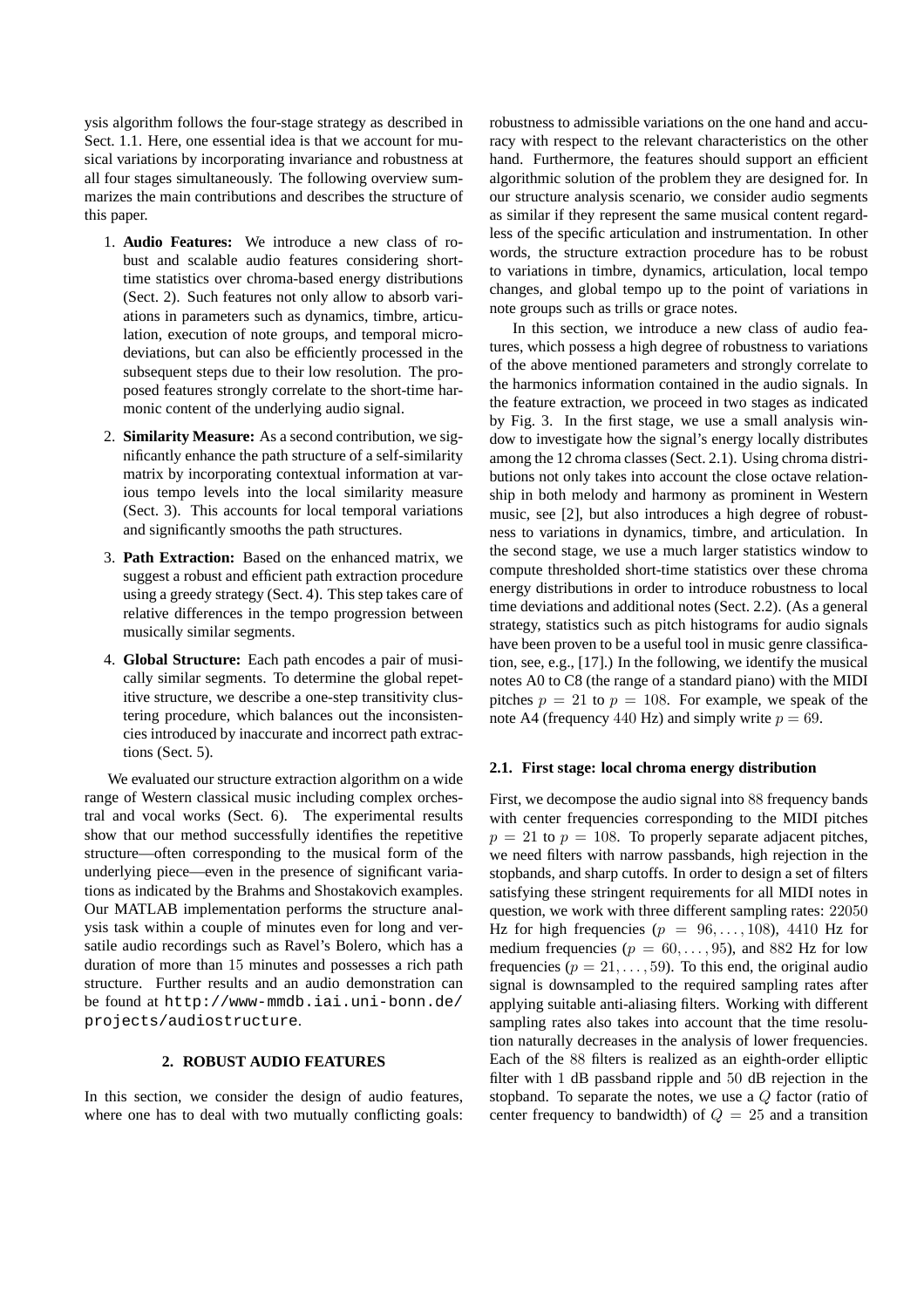ysis algorithm follows the four-stage strategy as described in Sect. 1.1. Here, one essential idea is that we account for musical variations by incorporating invariance and robustness at all four stages simultaneously. The following overview summarizes the main contributions and describes the structure of this paper.

1. **Audio Features:** We introduce a new class of robust and scalable audio features considering short-time statistics over chroma-based energy distributions (Sect. 2). Such features not only allow to absorb variations in parameters such as dynamics, timbre, articulation, execution of note groups, and temporal micro-deviations, but can also be efficiently processed in the subsequent steps due to their low resolution. The proposed features strongly correlate to the short-time harmonic content of the underlying audio signal.
2. **Similarity Measure:** As a second contribution, we significantly enhance the path structure of a self-similarity matrix by incorporating contextual information at various tempo levels into the local similarity measure (Sect. 3). This accounts for local temporal variations and significantly smooths the path structures.
3. **Path Extraction:** Based on the enhanced matrix, we suggest a robust and efficient path extraction procedure using a greedy strategy (Sect. 4). This step takes care of relative differences in the tempo progression between musically similar segments.
4. **Global Structure:** Each path encodes a pair of musically similar segments. To determine the global repetitive structure, we describe a one-step transitivity clustering procedure, which balances out the inconsistencies introduced by inaccurate and incorrect path extractions (Sect. 5).

We evaluated our structure extraction algorithm on a wide range of Western classical music including complex orchestral and vocal works (Sect. 6). The experimental results show that our method successfully identifies the repetitive structure—often corresponding to the musical form of the underlying piece—even in the presence of significant variations as indicated by the Brahms and Shostakovich examples. Our MATLAB implementation performs the structure analysis task within a couple of minutes even for long and versatile audio recordings such as Ravel's Bolero, which has a duration of more than 15 minutes and possesses a rich path structure. Further results and an audio demonstration can be found at `http://www-mmdb.iai.uni-bonn.de/projects/audiostructure`.

## 2. ROBUST AUDIO FEATURES

In this section, we consider the design of audio features, where one has to deal with two mutually conflicting goals: robustness to admissible variations on the one hand and accuracy with respect to the relevant characteristics on the other hand. Furthermore, the features should support an efficient algorithmic solution of the problem they are designed for. In our structure analysis scenario, we consider audio segments as similar if they represent the same musical content regardless of the specific articulation and instrumentation. In other words, the structure extraction procedure has to be robust to variations in timbre, dynamics, articulation, local tempo changes, and global tempo up to the point of variations in note groups such as trills or grace notes.

In this section, we introduce a new class of audio features, which possess a high degree of robustness to variations of the above mentioned parameters and strongly correlate to the harmonics information contained in the audio signals. In the feature extraction, we proceed in two stages as indicated by Fig. 3. In the first stage, we use a small analysis window to investigate how the signal's energy locally distributes among the 12 chroma classes (Sect. 2.1). Using chroma distributions not only takes into account the close octave relationship in both melody and harmony as prominent in Western music, see [2], but also introduces a high degree of robustness to variations in dynamics, timbre, and articulation. In the second stage, we use a much larger statistics window to compute thresholded short-time statistics over these chroma energy distributions in order to introduce robustness to local time deviations and additional notes (Sect. 2.2). (As a general strategy, statistics such as pitch histograms for audio signals have been proven to be a useful tool in music genre classification, see, e.g., [17].) In the following, we identify the musical notes A0 to C8 (the range of a standard piano) with the MIDI pitches $p = 21$ to $p = 108$. For example, we speak of the note A4 (frequency $440$ Hz) and simply write $p = 69$.

### 2.1. First stage: local chroma energy distribution

First, we decompose the audio signal into $88$ frequency bands with center frequencies corresponding to the MIDI pitches $p = 21$ to $p = 108$. To properly separate adjacent pitches, we need filters with narrow passbands, high rejection in the stopbands, and sharp cutoffs. In order to design a set of filters satisfying these stringent requirements for all MIDI notes in question, we work with three different sampling rates: $22050$ Hz for high frequencies ($p = 96, \ldots, 108$), $4410$ Hz for medium frequencies ($p = 60, \ldots, 95$), and $882$ Hz for low frequencies ($p = 21, \ldots, 59$). To this end, the original audio signal is downsampled to the required sampling rates after applying suitable anti-aliasing filters. Working with different sampling rates also takes into account that the time resolution naturally decreases in the analysis of lower frequencies. Each of the $88$ filters is realized as an eighth-order elliptic filter with $1$ dB passband ripple and $50$ dB rejection in the stopband. To separate the notes, we use a $Q$ factor (ratio of center frequency to bandwidth) of $Q = 25$ and a transition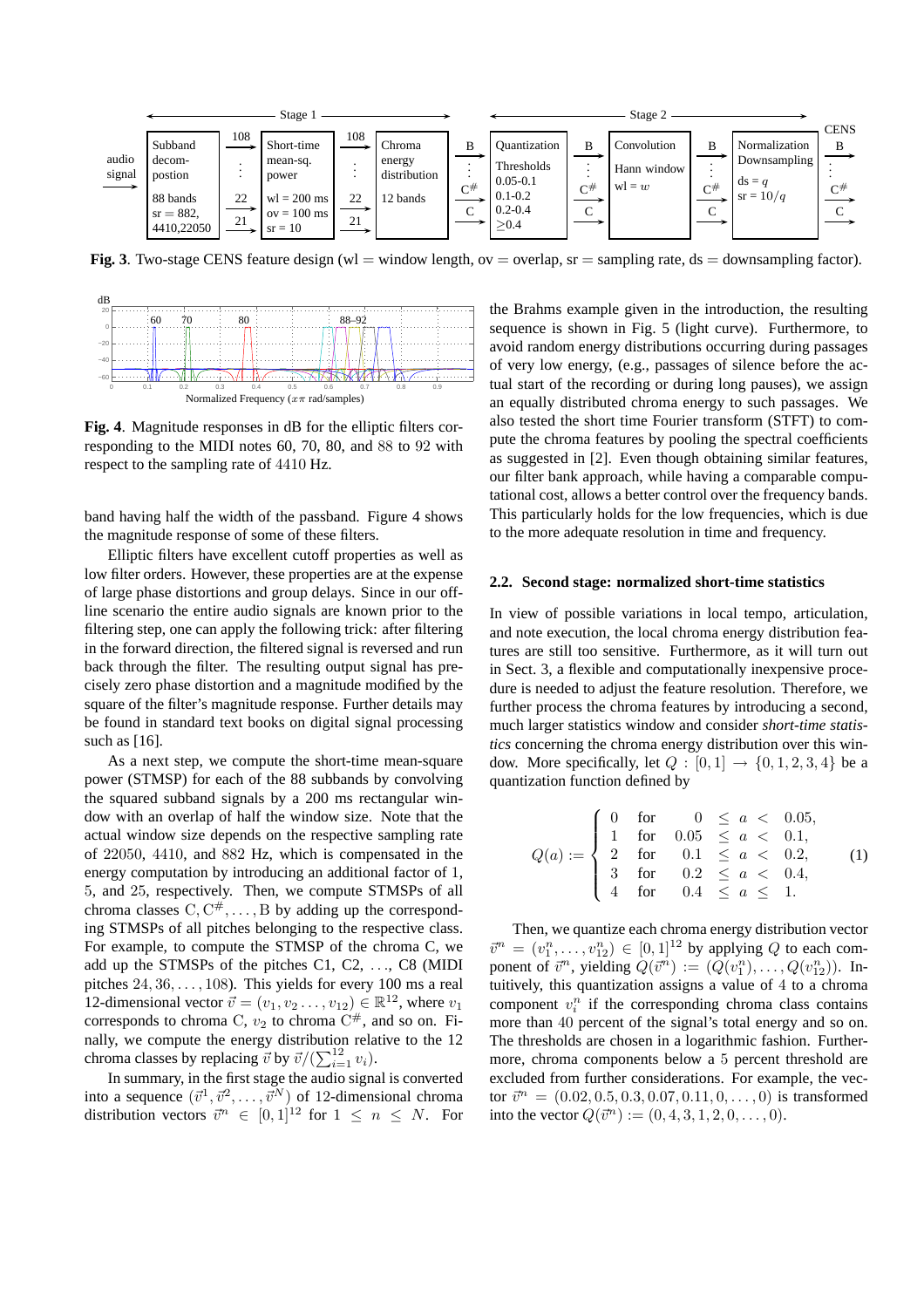**Fig. 3**. Two-stage CENS feature design (wl = window length, ov = overlap, sr = sampling rate, ds = downsampling factor).

**Fig. 4**. Magnitude responses in dB for the elliptic filters corresponding to the MIDI notes 60, 70, 80, and 88 to 92 with respect to the sampling rate of 4410 Hz.

band having half the width of the passband. Figure 4 shows the magnitude response of some of these filters.

Elliptic filters have excellent cutoff properties as well as low filter orders. However, these properties are at the expense of large phase distortions and group delays. Since in our offline scenario the entire audio signals are known prior to the filtering step, one can apply the following trick: after filtering in the forward direction, the filtered signal is reversed and run back through the filter. The resulting output signal has precisely zero phase distortion and a magnitude modified by the square of the filter's magnitude response. Further details may be found in standard text books on digital signal processing such as [16].

As a next step, we compute the short-time mean-square power (STMSP) for each of the 88 subbands by convolving the squared subband signals by a 200 ms rectangular window with an overlap of half the window size. Note that the actual window size depends on the respective sampling rate of 22050, 4410, and 882 Hz, which is compensated in the energy computation by introducing an additional factor of 1, 5, and 25, respectively. Then, we compute STMSPs of all chroma classes $\mathrm{C}, \mathrm{C}^{\#}, \ldots, \mathrm{B}$ by adding up the corresponding STMSPs of all pitches belonging to the respective class. For example, to compute the STMSP of the chroma C, we add up the STMSPs of the pitches C1, C2, ..., C8 (MIDI pitches $24, 36, \ldots, 108$). This yields for every 100 ms a real 12-dimensional vector $\vec{v} = (v_1, v_2 \ldots, v_{12}) \in \mathbb{R}^{12}$, where $v_1$ corresponds to chroma C, $v_2$ to chroma $\mathrm{C}^{\#}$, and so on. Finally, we compute the energy distribution relative to the 12 chroma classes by replacing $\vec{v}$ by $\vec{v}/(\sum_{i=1}^{12} v_i)$.

In summary, in the first stage the audio signal is converted into a sequence $(\vec{v}^1, \vec{v}^2, \ldots, \vec{v}^N)$ of 12-dimensional chroma distribution vectors $\vec{v}^n \in [0,1]^{12}$ for $1 \leq n \leq N$. For the Brahms example given in the introduction, the resulting sequence is shown in Fig. 5 (light curve). Furthermore, to avoid random energy distributions occurring during passages of very low energy, (e.g., passages of silence before the actual start of the recording or during long pauses), we assign an equally distributed chroma energy to such passages. We also tested the short time Fourier transform (STFT) to compute the chroma features by pooling the spectral coefficients as suggested in [2]. Even though obtaining similar features, our filter bank approach, while having a comparable computational cost, allows a better control over the frequency bands. This particularly holds for the low frequencies, which is due to the more adequate resolution in time and frequency.

### 2.2. Second stage: normalized short-time statistics

In view of possible variations in local tempo, articulation, and note execution, the local chroma energy distribution features are still too sensitive. Furthermore, as it will turn out in Sect. 3, a flexible and computationally inexpensive procedure is needed to adjust the feature resolution. Therefore, we further process the chroma features by introducing a second, much larger statistics window and consider *short-time statistics* concerning the chroma energy distribution over this window. More specifically, let $Q : [0,1] \to \{0,1,2,3,4\}$ be a quantization function defined by

$$Q(a) := \begin{cases} 0 & \text{for} \quad 0 \leq a < 0.05, \\ 1 & \text{for} \quad 0.05 \leq a < 0.1, \\ 2 & \text{for} \quad 0.1 \leq a < 0.2, \\ 3 & \text{for} \quad 0.2 \leq a < 0.4, \\ 4 & \text{for} \quad 0.4 \leq a \leq 1. \end{cases} \tag{1}$$

Then, we quantize each chroma energy distribution vector $\vec{v}^n = (v_1^n, \ldots, v_{12}^n) \in [0,1]^{12}$ by applying $Q$ to each component of $\vec{v}^n$, yielding $Q(\vec{v}^n) := (Q(v_1^n), \ldots, Q(v_{12}^n))$. Intuitively, this quantization assigns a value of 4 to a chroma component $v_i^n$ if the corresponding chroma class contains more than 40 percent of the signal's total energy and so on. The thresholds are chosen in a logarithmic fashion. Furthermore, chroma components below a 5 percent threshold are excluded from further considerations. For example, the vector $\vec{v}^n = (0.02, 0.5, 0.3, 0.07, 0.11, 0, \ldots, 0)$ is transformed into the vector $Q(\vec{v}^n) := (0, 4, 3, 1, 2, 0, \ldots, 0)$.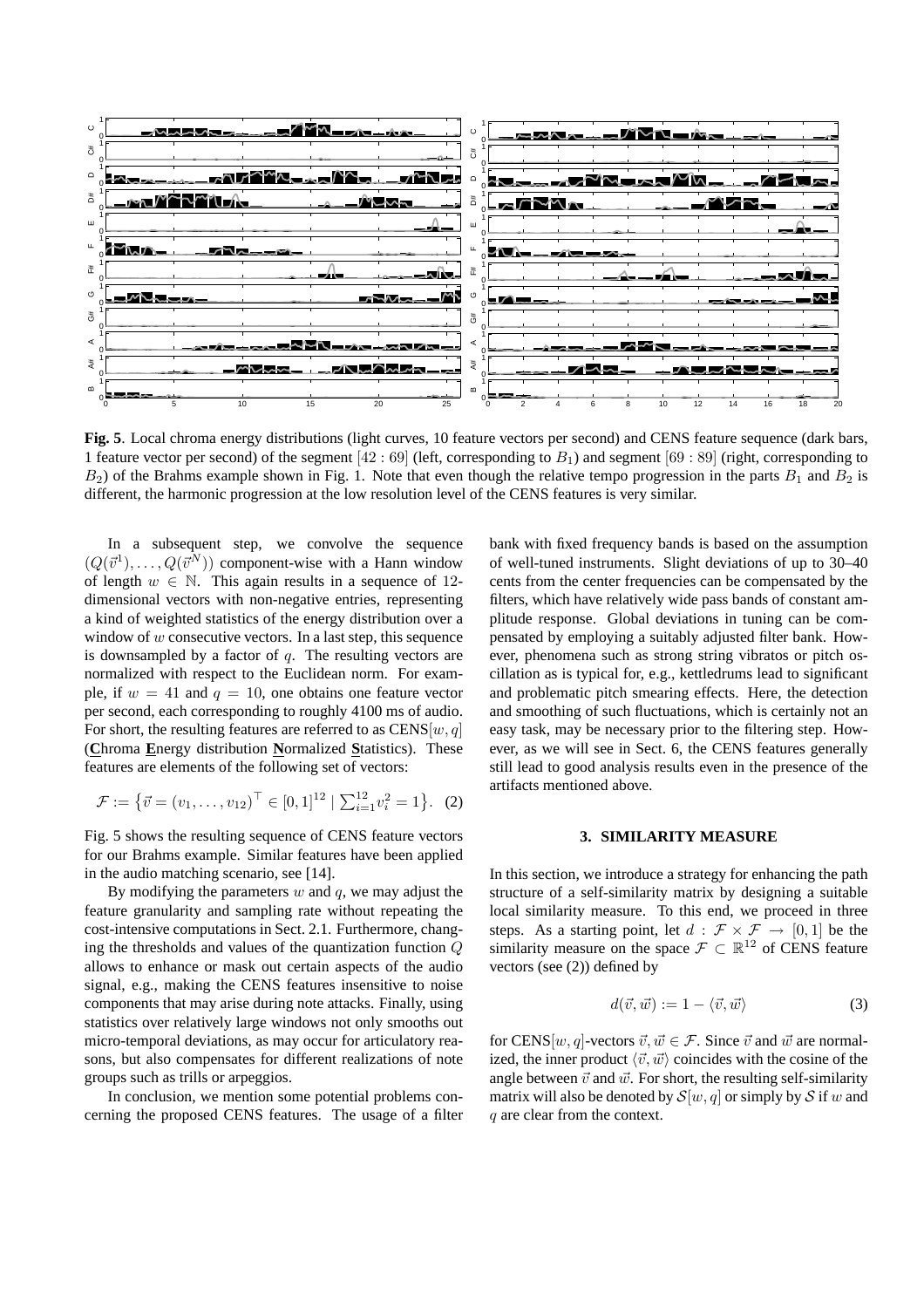**Fig. 5**. Local chroma energy distributions (light curves, 10 feature vectors per second) and CENS feature sequence (dark bars, 1 feature vector per second) of the segment $[42 : 69]$ (left, corresponding to $B_1$) and segment $[69 : 89]$ (right, corresponding to $B_2$) of the Brahms example shown in Fig. 1. Note that even though the relative tempo progression in the parts $B_1$ and $B_2$ is different, the harmonic progression at the low resolution level of the CENS features is very similar.

In a subsequent step, we convolve the sequence $(Q(\vec{v}^1), \ldots, Q(\vec{v}^N))$ component-wise with a Hann window of length $w \in \mathbb{N}$. This again results in a sequence of 12-dimensional vectors with non-negative entries, representing a kind of weighted statistics of the energy distribution over a window of $w$ consecutive vectors. In a last step, this sequence is downsampled by a factor of $q$. The resulting vectors are normalized with respect to the Euclidean norm. For example, if $w = 41$ and $q = 10$, one obtains one feature vector per second, each corresponding to roughly 4100 ms of audio. For short, the resulting features are referred to as CENS$[w, q]$ (**C**hroma **E**nergy distribution **N**ormalized **S**tatistics). These features are elements of the following set of vectors:

$$\mathcal{F} := \left\{ \vec{v} = (v_1, \ldots, v_{12})^\top \in [0,1]^{12} \mid \textstyle\sum_{i=1}^{12} v_i^2 = 1 \right\}. \quad (2)$$

Fig. 5 shows the resulting sequence of CENS feature vectors for our Brahms example. Similar features have been applied in the audio matching scenario, see [14].

By modifying the parameters $w$ and $q$, we may adjust the feature granularity and sampling rate without repeating the cost-intensive computations in Sect. 2.1. Furthermore, changing the thresholds and values of the quantization function $Q$ allows to enhance or mask out certain aspects of the audio signal, e.g., making the CENS features insensitive to noise components that may arise during note attacks. Finally, using statistics over relatively large windows not only smooths out micro-temporal deviations, as may occur for articulatory reasons, but also compensates for different realizations of note groups such as trills or arpeggios.

In conclusion, we mention some potential problems concerning the proposed CENS features. The usage of a filter bank with fixed frequency bands is based on the assumption of well-tuned instruments. Slight deviations of up to 30–40 cents from the center frequencies can be compensated by the filters, which have relatively wide pass bands of constant amplitude response. Global deviations in tuning can be compensated by employing a suitably adjusted filter bank. However, phenomena such as strong string vibratos or pitch oscillation as is typical for, e.g., kettledrums lead to significant and problematic pitch smearing effects. Here, the detection and smoothing of such fluctuations, which is certainly not an easy task, may be necessary prior to the filtering step. However, as we will see in Sect. 6, the CENS features generally still lead to good analysis results even in the presence of the artifacts mentioned above.

## 3. SIMILARITY MEASURE

In this section, we introduce a strategy for enhancing the path structure of a self-similarity matrix by designing a suitable local similarity measure. To this end, we proceed in three steps. As a starting point, let $d : \mathcal{F} \times \mathcal{F} \to [0, 1]$ be the similarity measure on the space $\mathcal{F} \subset \mathbb{R}^{12}$ of CENS feature vectors (see (2)) defined by

$$d(\vec{v}, \vec{w}) := 1 - \langle \vec{v}, \vec{w} \rangle \quad (3)$$

for CENS$[w, q]$-vectors $\vec{v}, \vec{w} \in \mathcal{F}$. Since $\vec{v}$ and $\vec{w}$ are normalized, the inner product $\langle \vec{v}, \vec{w} \rangle$ coincides with the cosine of the angle between $\vec{v}$ and $\vec{w}$. For short, the resulting self-similarity matrix will also be denoted by $\mathcal{S}[w, q]$ or simply by $\mathcal{S}$ if $w$ and $q$ are clear from the context.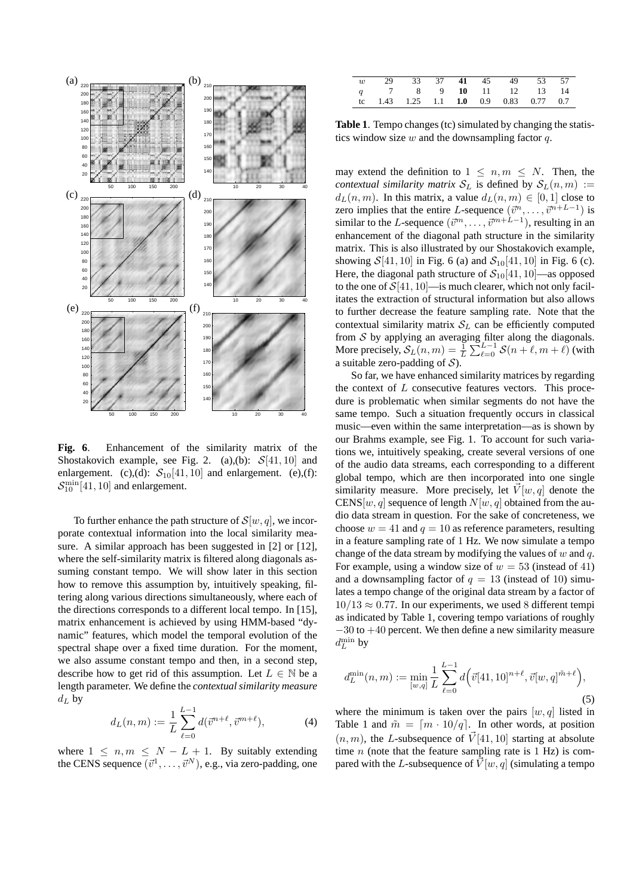**Fig. 6**. Enhancement of the similarity matrix of the Shostakovich example, see Fig. 2. (a),(b): $\mathcal{S}[41, 10]$ and enlargement. (c),(d): $\mathcal{S}_{10}[41, 10]$ and enlargement. (e),(f): $\mathcal{S}_{10}^{\min}[41, 10]$ and enlargement.

To further enhance the path structure of $\mathcal{S}[w, q]$, we incorporate contextual information into the local similarity measure. A similar approach has been suggested in [2] or [12], where the self-similarity matrix is filtered along diagonals assuming constant tempo. We will show later in this section how to remove this assumption by, intuitively speaking, filtering along various directions simultaneously, where each of the directions corresponds to a different local tempo. In [15], matrix enhancement is achieved by using HMM-based "dynamic" features, which model the temporal evolution of the spectral shape over a fixed time duration. For the moment, we also assume constant tempo and then, in a second step, describe how to get rid of this assumption. Let $L \in \mathbb{N}$ be a length parameter. We define the *contextual similarity measure* $d_L$ by

$$d_L(n, m) := \frac{1}{L} \sum_{\ell=0}^{L-1} d(\vec{v}^{n+\ell}, \vec{v}^{m+\ell}), \tag{4}$$

where $1 \leq n, m \leq N - L + 1$. By suitably extending the CENS sequence $(\vec{v}^1, \ldots, \vec{v}^N)$, e.g., via zero-padding, one may extend the definition to $1 \leq n, m \leq N$. Then, the *contextual similarity matrix* $\mathcal{S}_L$ is defined by $\mathcal{S}_L(n, m) := d_L(n, m)$. In this matrix, a value $d_L(n, m) \in [0, 1]$ close to zero implies that the entire $L$-sequence $(\vec{v}^n, \ldots, \vec{v}^{n+L-1})$ is similar to the $L$-sequence $(\vec{v}^m, \ldots, \vec{v}^{m+L-1})$, resulting in an enhancement of the diagonal path structure in the similarity matrix. This is also illustrated by our Shostakovich example, showing $\mathcal{S}[41, 10]$ in Fig. 6 (a) and $\mathcal{S}_{10}[41, 10]$ in Fig. 6 (c). Here, the diagonal path structure of $\mathcal{S}_{10}[41, 10]$—as opposed to the one of $\mathcal{S}[41, 10]$—is much clearer, which not only facilitates the extraction of structural information but also allows to further decrease the feature sampling rate. Note that the contextual similarity matrix $\mathcal{S}_L$ can be efficiently computed from $\mathcal{S}$ by applying an averaging filter along the diagonals. More precisely, $\mathcal{S}_L(n, m) = \frac{1}{L} \sum_{\ell=0}^{L-1} \mathcal{S}(n + \ell, m + \ell)$ (with a suitable zero-padding of $\mathcal{S}$).

| $w$ | 29 | 33 | 37 | **41** | 45 | 49 | 53 | 57 |
|---|---|---|---|---|---|---|---|---|
| $q$ | 7 | 8 | 9 | **10** | 11 | 12 | 13 | 14 |
| tc | 1.43 | 1.25 | 1.1 | **1.0** | 0.9 | 0.83 | 0.77 | 0.7 |

**Table 1**. Tempo changes (tc) simulated by changing the statistics window size $w$ and the downsampling factor $q$.

So far, we have enhanced similarity matrices by regarding the context of $L$ consecutive features vectors. This procedure is problematic when similar segments do not have the same tempo. Such a situation frequently occurs in classical music—even within the same interpretation—as is shown by our Brahms example, see Fig. 1. To account for such variations we, intuitively speaking, create several versions of one of the audio data streams, each corresponding to a different global tempo, which are then incorporated into one single similarity measure. More precisely, let $\vec{V}[w, q]$ denote the CENS$[w, q]$ sequence of length $N[w, q]$ obtained from the audio data stream in question. For the sake of concreteness, we choose $w = 41$ and $q = 10$ as reference parameters, resulting in a feature sampling rate of 1 Hz. We now simulate a tempo change of the data stream by modifying the values of $w$ and $q$. For example, using a window size of $w = 53$ (instead of 41) and a downsampling factor of $q = 13$ (instead of 10) simulates a tempo change of the original data stream by a factor of $10/13 \approx 0.77$. In our experiments, we used 8 different tempi as indicated by Table 1, covering tempo variations of roughly $-30$ to $+40$ percent. We then define a new similarity measure $d_L^{\min}$ by

$$d_L^{\min}(n, m) := \min_{[w,q]} \frac{1}{L} \sum_{\ell=0}^{L-1} d\Big(\vec{v}[41, 10]^{n+\ell}, \vec{v}[w, q]^{\tilde{m}+\ell}\Big), \tag{5}$$

where the minimum is taken over the pairs $[w, q]$ listed in Table 1 and $\tilde{m} = \lceil m \cdot 10/q \rceil$. In other words, at position $(n, m)$, the $L$-subsequence of $\vec{V}[41, 10]$ starting at absolute time $n$ (note that the feature sampling rate is 1 Hz) is compared with the $L$-subsequence of $\vec{V}[w, q]$ (simulating a tempo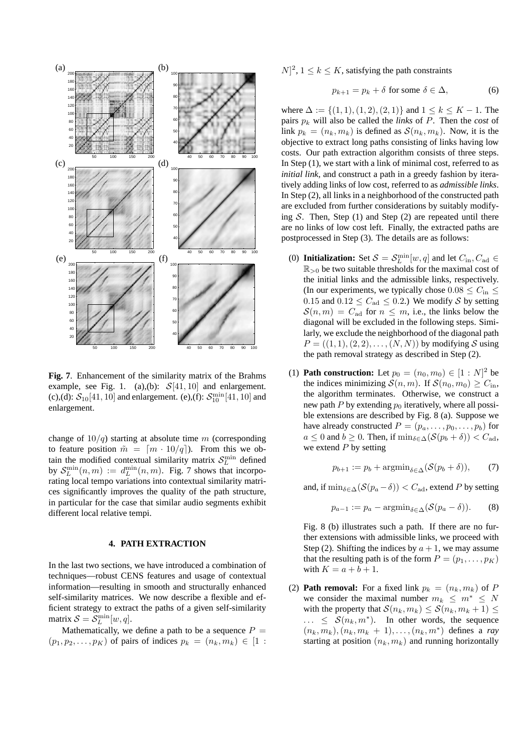**Fig. 7**. Enhancement of the similarity matrix of the Brahms example, see Fig. 1. (a),(b): $\mathcal{S}[41, 10]$ and enlargement. (c),(d): $\mathcal{S}_{10}[41, 10]$ and enlargement. (e),(f): $\mathcal{S}_{10}^{\min}[41, 10]$ and enlargement.

change of $10/q$) starting at absolute time $m$ (corresponding to feature position $\tilde{m} = \lceil m \cdot 10/q \rceil$). From this we obtain the modified contextual similarity matrix $\mathcal{S}_L^{\min}$ defined by $\mathcal{S}_L^{\min}(n, m) := d_L^{\min}(n, m)$. Fig. 7 shows that incorporating local tempo variations into contextual similarity matrices significantly improves the quality of the path structure, in particular for the case that similar audio segments exhibit different local relative tempi.

## 4. PATH EXTRACTION

In the last two sections, we have introduced a combination of techniques—robust CENS features and usage of contextual information—resulting in smooth and structurally enhanced self-similarity matrices. We now describe a flexible and efficient strategy to extract the paths of a given self-similarity matrix $\mathcal{S} = \mathcal{S}_L^{\min}[w, q]$.

Mathematically, we define a path to be a sequence $P = (p_1, p_2, \ldots, p_K)$ of pairs of indices $p_k = (n_k, m_k) \in [1 : N]^2$, $1 \leq k \leq K$, satisfying the path constraints

$$p_{k+1} = p_k + \delta \text{ for some } \delta \in \Delta, \tag{6}$$

where $\Delta := \{(1, 1), (1, 2), (2, 1)\}$ and $1 \leq k \leq K - 1$. The pairs $p_k$ will also be called the *links* of $P$. Then the *cost* of link $p_k = (n_k, m_k)$ is defined as $\mathcal{S}(n_k, m_k)$. Now, it is the objective to extract long paths consisting of links having low costs. Our path extraction algorithm consists of three steps. In Step (1), we start with a link of minimal cost, referred to as *initial link*, and construct a path in a greedy fashion by iteratively adding links of low cost, referred to as *admissible links*. In Step (2), all links in a neighborhood of the constructed path are excluded from further considerations by suitably modifying $\mathcal{S}$. Then, Step (1) and Step (2) are repeated until there are no links of low cost left. Finally, the extracted paths are postprocessed in Step (3). The details are as follows:

(0) **Initialization:** Set $\mathcal{S} = \mathcal{S}_L^{\min}[w, q]$ and let $C_{\mathrm{in}}, C_{\mathrm{ad}} \in \mathbb{R}_{>0}$ be two suitable thresholds for the maximal cost of the initial links and the admissible links, respectively. (In our experiments, we typically chose $0.08 \leq C_{\mathrm{in}} \leq 0.15$ and $0.12 \leq C_{\mathrm{ad}} \leq 0.2$.) We modify $\mathcal{S}$ by setting $\mathcal{S}(n, m) = C_{\mathrm{ad}}$ for $n \leq m$, i.e., the links below the diagonal will be excluded in the following steps. Similarly, we exclude the neighborhood of the diagonal path $P = ((1, 1), (2, 2), \ldots, (N, N))$ by modifying $\mathcal{S}$ using the path removal strategy as described in Step (2).

(1) **Path construction:** Let $p_0 = (n_0, m_0) \in [1 : N]^2$ be the indices minimizing $\mathcal{S}(n, m)$. If $\mathcal{S}(n_0, m_0) \geq C_{\mathrm{in}}$, the algorithm terminates. Otherwise, we construct a new path $P$ by extending $p_0$ iteratively, where all possible extensions are described by Fig. 8 (a). Suppose we have already constructed $P = (p_a, \ldots, p_0, \ldots, p_b)$ for $a \leq 0$ and $b \geq 0$. Then, if $\min_{\delta \in \Delta}(\mathcal{S}(p_b + \delta)) < C_{\mathrm{ad}}$, we extend $P$ by setting

$$p_{b+1} := p_b + \mathrm{argmin}_{\delta \in \Delta}(\mathcal{S}(p_b + \delta)), \tag{7}$$

and, if $\min_{\delta \in \Delta}(\mathcal{S}(p_a - \delta)) < C_{\mathrm{ad}}$, extend $P$ by setting

$$p_{a-1} := p_a - \mathrm{argmin}_{\delta \in \Delta}(\mathcal{S}(p_a - \delta)). \tag{8}$$

Fig. 8 (b) illustrates such a path. If there are no further extensions with admissible links, we proceed with Step (2). Shifting the indices by $a + 1$, we may assume that the resulting path is of the form $P = (p_1, \ldots, p_K)$ with $K = a + b + 1$.

(2) **Path removal:** For a fixed link $p_k = (n_k, m_k)$ of $P$ we consider the maximal number $m_k \leq m^* \leq N$ with the property that $\mathcal{S}(n_k, m_k) \leq \mathcal{S}(n_k, m_k + 1) \leq \ldots \leq \mathcal{S}(n_k, m^*)$. In other words, the sequence $(n_k, m_k), (n_k, m_k + 1), \ldots, (n_k, m^*)$ defines a *ray* starting at position $(n_k, m_k)$ and running horizontally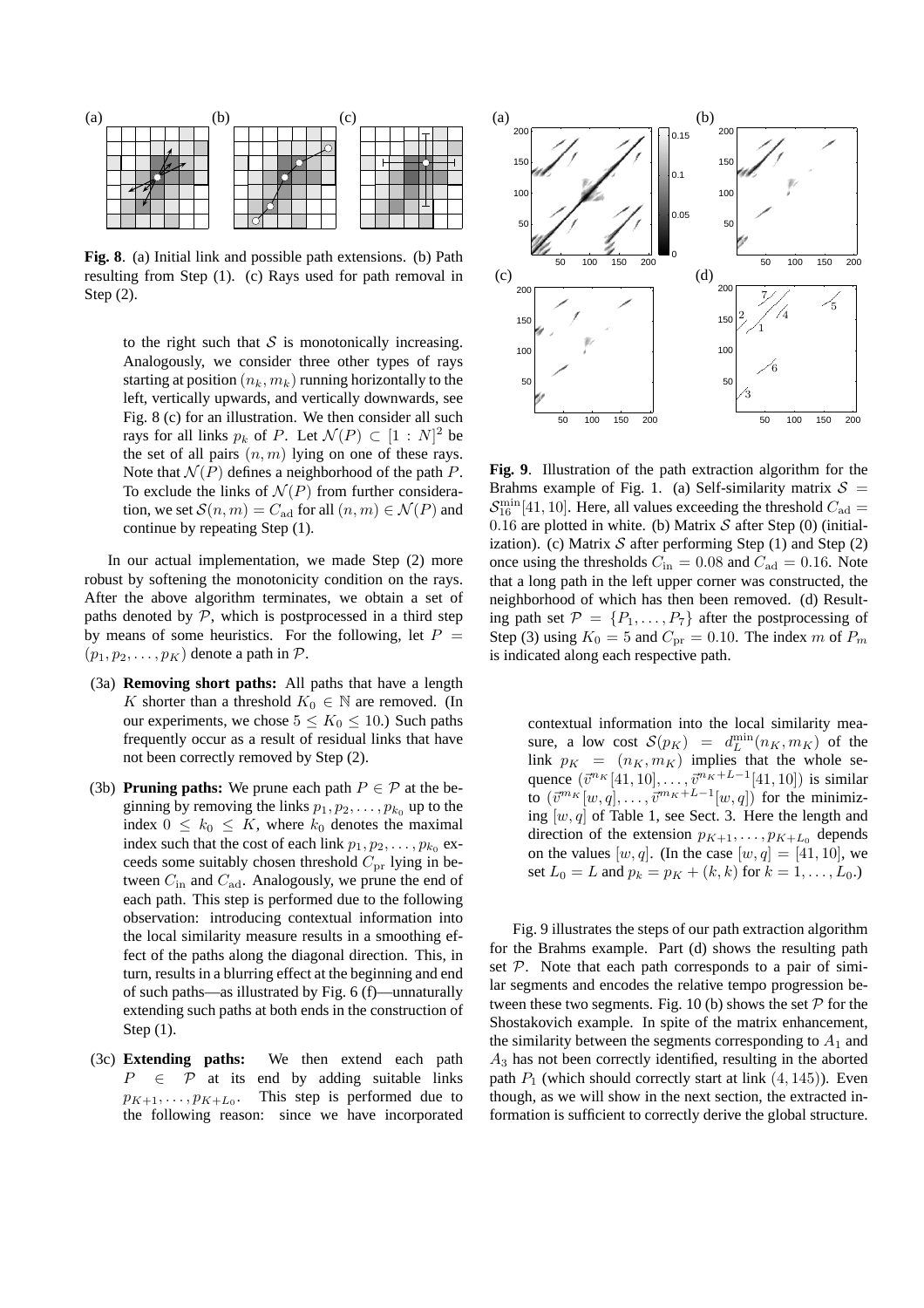**Fig. 8**. (a) Initial link and possible path extensions. (b) Path resulting from Step (1). (c) Rays used for path removal in Step (2).

to the right such that $\mathcal{S}$ is monotonically increasing. Analogously, we consider three other types of rays starting at position $(n_k, m_k)$ running horizontally to the left, vertically upwards, and vertically downwards, see Fig. 8 (c) for an illustration. We then consider all such rays for all links $p_k$ of $P$. Let $\mathcal{N}(P) \subset [1 : N]^2$ be the set of all pairs $(n, m)$ lying on one of these rays. Note that $\mathcal{N}(P)$ defines a neighborhood of the path $P$. To exclude the links of $\mathcal{N}(P)$ from further consideration, we set $\mathcal{S}(n, m) = C_{\mathrm{ad}}$ for all $(n, m) \in \mathcal{N}(P)$ and continue by repeating Step (1).

In our actual implementation, we made Step (2) more robust by softening the monotonicity condition on the rays. After the above algorithm terminates, we obtain a set of paths denoted by $\mathcal{P}$, which is postprocessed in a third step by means of some heuristics. For the following, let $P = (p_1, p_2, \ldots, p_K)$ denote a path in $\mathcal{P}$.

- (3a) **Removing short paths:** All paths that have a length $K$ shorter than a threshold $K_0 \in \mathbb{N}$ are removed. (In our experiments, we chose $5 \leq K_0 \leq 10$.) Such paths frequently occur as a result of residual links that have not been correctly removed by Step (2).
- (3b) **Pruning paths:** We prune each path $P \in \mathcal{P}$ at the beginning by removing the links $p_1, p_2, \ldots, p_{k_0}$ up to the index $0 \leq k_0 \leq K$, where $k_0$ denotes the maximal index such that the cost of each link $p_1, p_2, \ldots, p_{k_0}$ exceeds some suitably chosen threshold $C_{\mathrm{pr}}$ lying in between $C_{\mathrm{in}}$ and $C_{\mathrm{ad}}$. Analogously, we prune the end of each path. This step is performed due to the following observation: introducing contextual information into the local similarity measure results in a smoothing effect of the paths along the diagonal direction. This, in turn, results in a blurring effect at the beginning and end of such paths—as illustrated by Fig. 6 (f)—unnaturally extending such paths at both ends in the construction of Step (1).
- (3c) **Extending paths:** We then extend each path $P \in \mathcal{P}$ at its end by adding suitable links $p_{K+1}, \ldots, p_{K+L_0}$. This step is performed due to the following reason: since we have incorporated contextual information into the local similarity measure, a low cost $\mathcal{S}(p_K) = d_L^{\min}(n_K, m_K)$ of the link $p_K = (n_K, m_K)$ implies that the whole sequence $(\vec{v}^{n_K}[41, 10], \ldots, \vec{v}^{n_K+L-1}[41, 10])$ is similar to $(\vec{v}^{m_K}[w, q], \ldots, \vec{v}^{m_K+L-1}[w, q])$ for the minimizing $[w, q]$ of Table 1, see Sect. 3. Here the length and direction of the extension $p_{K+1}, \ldots, p_{K+L_0}$ depends on the values $[w, q]$. (In the case $[w, q] = [41, 10]$, we set $L_0 = L$ and $p_k = p_K + (k, k)$ for $k = 1, \ldots, L_0$.)

**Fig. 9**. Illustration of the path extraction algorithm for the Brahms example of Fig. 1. (a) Self-similarity matrix $\mathcal{S} = \mathcal{S}_{16}^{\min}[41, 10]$. Here, all values exceeding the threshold $C_{\mathrm{ad}} = 0.16$ are plotted in white. (b) Matrix $\mathcal{S}$ after Step (0) (initialization). (c) Matrix $\mathcal{S}$ after performing Step (1) and Step (2) once using the thresholds $C_{\mathrm{in}} = 0.08$ and $C_{\mathrm{ad}} = 0.16$. Note that a long path in the left upper corner was constructed, the neighborhood of which has then been removed. (d) Resulting path set $\mathcal{P} = \{P_1, \ldots, P_7\}$ after the postprocessing of Step (3) using $K_0 = 5$ and $C_{\mathrm{pr}} = 0.10$. The index $m$ of $P_m$ is indicated along each respective path.

Fig. 9 illustrates the steps of our path extraction algorithm for the Brahms example. Part (d) shows the resulting path set $\mathcal{P}$. Note that each path corresponds to a pair of similar segments and encodes the relative tempo progression between these two segments. Fig. 10 (b) shows the set $\mathcal{P}$ for the Shostakovich example. In spite of the matrix enhancement, the similarity between the segments corresponding to $A_1$ and $A_3$ has not been correctly identified, resulting in the aborted path $P_1$ (which should correctly start at link $(4, 145)$). Even though, as we will show in the next section, the extracted information is sufficient to correctly derive the global structure.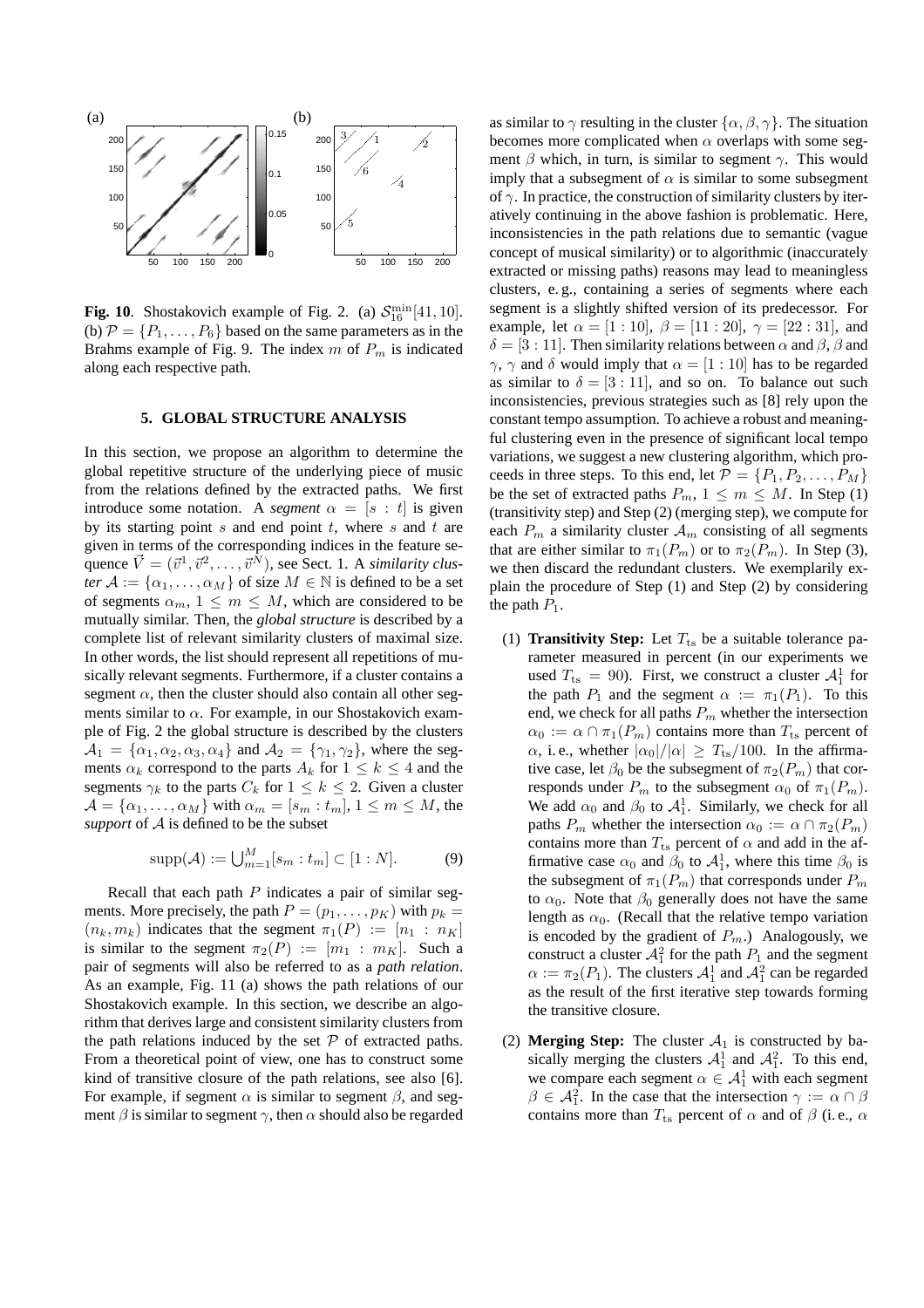**Fig. 10**. Shostakovich example of Fig. 2. (a) $\mathcal{S}_{16}^{\min}[41, 10]$. (b) $\mathcal{P} = \{P_1, \ldots, P_6\}$ based on the same parameters as in the Brahms example of Fig. 9. The index $m$ of $P_m$ is indicated along each respective path.

## 5. GLOBAL STRUCTURE ANALYSIS

In this section, we propose an algorithm to determine the global repetitive structure of the underlying piece of music from the relations defined by the extracted paths. We first introduce some notation. A *segment* $\alpha = [s : t]$ is given by its starting point $s$ and end point $t$, where $s$ and $t$ are given in terms of the corresponding indices in the feature sequence $\vec{V} = (\vec{v}^1, \vec{v}^2, \ldots, \vec{v}^N)$, see Sect. 1. A *similarity cluster* $\mathcal{A} := \{\alpha_1, \ldots, \alpha_M\}$ of size $M \in \mathbb{N}$ is defined to be a set of segments $\alpha_m$, $1 \leq m \leq M$, which are considered to be mutually similar. Then, the *global structure* is described by a complete list of relevant similarity clusters of maximal size. In other words, the list should represent all repetitions of musically relevant segments. Furthermore, if a cluster contains a segment $\alpha$, then the cluster should also contain all other segments similar to $\alpha$. For example, in our Shostakovich example of Fig. 2 the global structure is described by the clusters $\mathcal{A}_1 = \{\alpha_1, \alpha_2, \alpha_3, \alpha_4\}$ and $\mathcal{A}_2 = \{\gamma_1, \gamma_2\}$, where the segments $\alpha_k$ correspond to the parts $A_k$ for $1 \leq k \leq 4$ and the segments $\gamma_k$ to the parts $C_k$ for $1 \leq k \leq 2$. Given a cluster $\mathcal{A} = \{\alpha_1, \ldots, \alpha_M\}$ with $\alpha_m = [s_m : t_m]$, $1 \leq m \leq M$, the *support* of $\mathcal{A}$ is defined to be the subset

$$\mathrm{supp}(\mathcal{A}) := \bigcup_{m=1}^{M} [s_m : t_m] \subset [1 : N]. \tag{9}$$

Recall that each path $P$ indicates a pair of similar segments. More precisely, the path $P = (p_1, \ldots, p_K)$ with $p_k = (n_k, m_k)$ indicates that the segment $\pi_1(P) := [n_1 : n_K]$ is similar to the segment $\pi_2(P) := [m_1 : m_K]$. Such a pair of segments will also be referred to as a *path relation*. As an example, Fig. 11 (a) shows the path relations of our Shostakovich example. In this section, we describe an algorithm that derives large and consistent similarity clusters from the path relations induced by the set $\mathcal{P}$ of extracted paths. From a theoretical point of view, one has to construct some kind of transitive closure of the path relations, see also [6]. For example, if segment $\alpha$ is similar to segment $\beta$, and segment $\beta$ is similar to segment $\gamma$, then $\alpha$ should also be regarded as similar to $\gamma$ resulting in the cluster $\{\alpha, \beta, \gamma\}$. The situation becomes more complicated when $\alpha$ overlaps with some segment $\beta$ which, in turn, is similar to segment $\gamma$. This would imply that a subsegment of $\alpha$ is similar to some subsegment of $\gamma$. In practice, the construction of similarity clusters by iteratively continuing in the above fashion is problematic. Here, inconsistencies in the path relations due to semantic (vague concept of musical similarity) or to algorithmic (inaccurately extracted or missing paths) reasons may lead to meaningless clusters, e. g., containing a series of segments where each segment is a slightly shifted version of its predecessor. For example, let $\alpha = [1 : 10]$, $\beta = [11 : 20]$, $\gamma = [22 : 31]$, and $\delta = [3 : 11]$. Then similarity relations between $\alpha$ and $\beta$, $\beta$ and $\gamma$, $\gamma$ and $\delta$ would imply that $\alpha = [1 : 10]$ has to be regarded as similar to $\delta = [3 : 11]$, and so on. To balance out such inconsistencies, previous strategies such as [8] rely upon the constant tempo assumption. To achieve a robust and meaningful clustering even in the presence of significant local tempo variations, we suggest a new clustering algorithm, which proceeds in three steps. To this end, let $\mathcal{P} = \{P_1, P_2, \ldots, P_M\}$ be the set of extracted paths $P_m$, $1 \leq m \leq M$. In Step (1) (transitivity step) and Step (2) (merging step), we compute for each $P_m$ a similarity cluster $\mathcal{A}_m$ consisting of all segments that are either similar to $\pi_1(P_m)$ or to $\pi_2(P_m)$. In Step (3), we then discard the redundant clusters. We exemplarily explain the procedure of Step (1) and Step (2) by considering the path $P_1$.

(1) **Transitivity Step:** Let $T_{\mathrm{ts}}$ be a suitable tolerance parameter measured in percent (in our experiments we used $T_{\mathrm{ts}} = 90$). First, we construct a cluster $\mathcal{A}_1^1$ for the path $P_1$ and the segment $\alpha := \pi_1(P_1)$. To this end, we check for all paths $P_m$ whether the intersection $\alpha_0 := \alpha \cap \pi_1(P_m)$ contains more than $T_{\mathrm{ts}}$ percent of $\alpha$, i. e., whether $|\alpha_0|/|\alpha| \geq T_{\mathrm{ts}}/100$. In the affirmative case, let $\beta_0$ be the subsegment of $\pi_2(P_m)$ that corresponds under $P_m$ to the subsegment $\alpha_0$ of $\pi_1(P_m)$. We add $\alpha_0$ and $\beta_0$ to $\mathcal{A}_1^1$. Similarly, we check for all paths $P_m$ whether the intersection $\alpha_0 := \alpha \cap \pi_2(P_m)$ contains more than $T_{\mathrm{ts}}$ percent of $\alpha$ and add in the affirmative case $\alpha_0$ and $\beta_0$ to $\mathcal{A}_1^1$, where this time $\beta_0$ is the subsegment of $\pi_1(P_m)$ that corresponds under $P_m$ to $\alpha_0$. Note that $\beta_0$ generally does not have the same length as $\alpha_0$. (Recall that the relative tempo variation is encoded by the gradient of $P_m$.) Analogously, we construct a cluster $\mathcal{A}_1^2$ for the path $P_1$ and the segment $\alpha := \pi_2(P_1)$. The clusters $\mathcal{A}_1^1$ and $\mathcal{A}_1^2$ can be regarded as the result of the first iterative step towards forming the transitive closure.

(2) **Merging Step:** The cluster $\mathcal{A}_1$ is constructed by basically merging the clusters $\mathcal{A}_1^1$ and $\mathcal{A}_1^2$. To this end, we compare each segment $\alpha \in \mathcal{A}_1^1$ with each segment $\beta \in \mathcal{A}_1^2$. In the case that the intersection $\gamma := \alpha \cap \beta$ contains more than $T_{\mathrm{ts}}$ percent of $\alpha$ and of $\beta$ (i. e., $\alpha$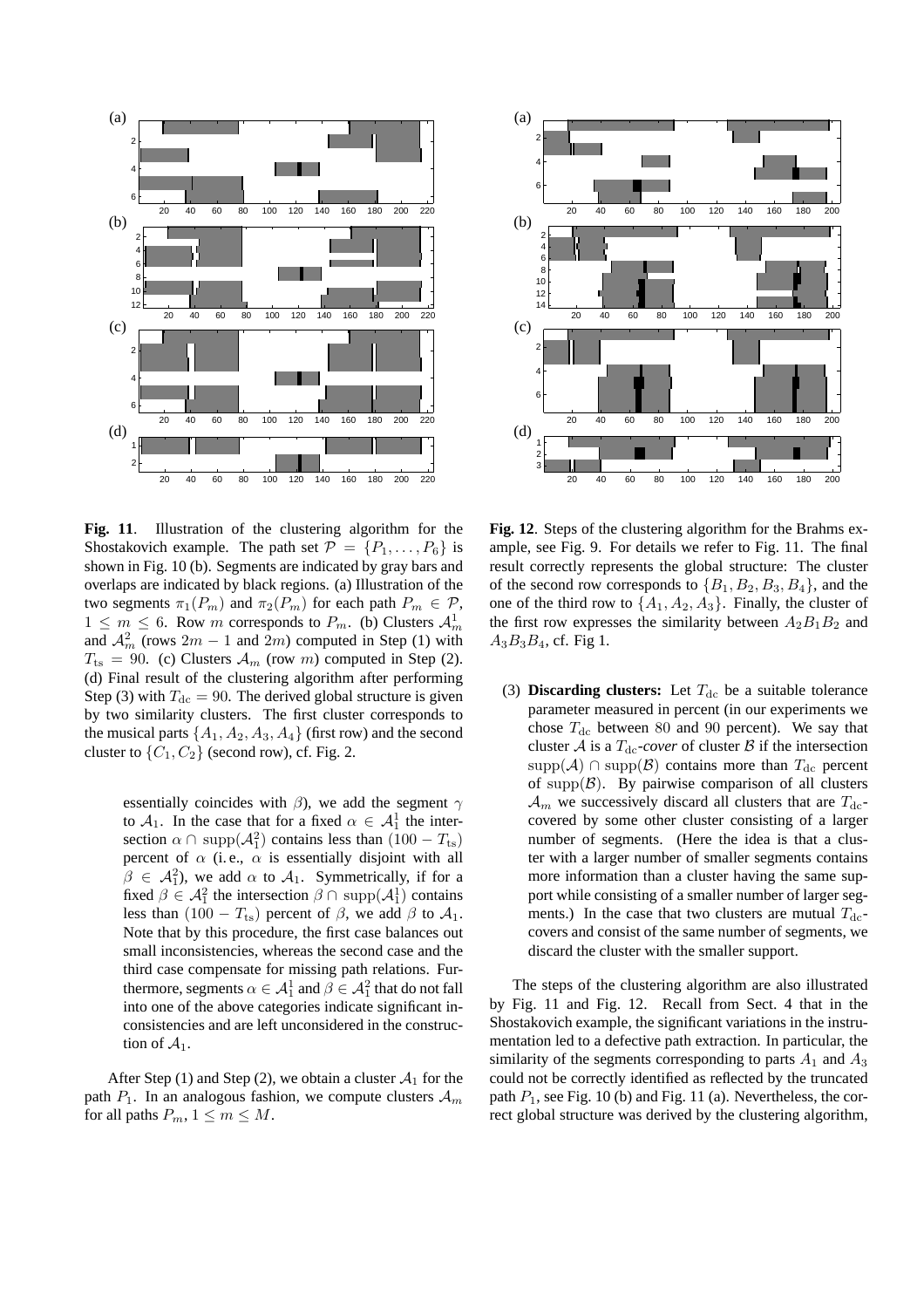**Fig. 11**. Illustration of the clustering algorithm for the Shostakovich example. The path set $\mathcal{P} = \{P_1, \ldots, P_6\}$ is shown in Fig. 10 (b). Segments are indicated by gray bars and overlaps are indicated by black regions. (a) Illustration of the two segments $\pi_1(P_m)$ and $\pi_2(P_m)$ for each path $P_m \in \mathcal{P}$, $1 \leq m \leq 6$. Row $m$ corresponds to $P_m$. (b) Clusters $\mathcal{A}_m^1$ and $\mathcal{A}_m^2$ (rows $2m-1$ and $2m$) computed in Step (1) with $T_{\mathrm{ts}} = 90$. (c) Clusters $\mathcal{A}_m$ (row $m$) computed in Step (2). (d) Final result of the clustering algorithm after performing Step (3) with $T_{\mathrm{dc}} = 90$. The derived global structure is given by two similarity clusters. The first cluster corresponds to the musical parts $\{A_1, A_2, A_3, A_4\}$ (first row) and the second cluster to $\{C_1, C_2\}$ (second row), cf. Fig. 2.

essentially coincides with $\beta$), we add the segment $\gamma$ to $\mathcal{A}_1$. In the case that for a fixed $\alpha \in \mathcal{A}_1^1$ the intersection $\alpha \cap \mathrm{supp}(\mathcal{A}_1^2)$ contains less than $(100 - T_{\mathrm{ts}})$ percent of $\alpha$ (i.e., $\alpha$ is essentially disjoint with all $\beta \in \mathcal{A}_1^2$), we add $\alpha$ to $\mathcal{A}_1$. Symmetrically, if for a fixed $\beta \in \mathcal{A}_1^2$ the intersection $\beta \cap \mathrm{supp}(\mathcal{A}_1^1)$ contains less than $(100 - T_{\mathrm{ts}})$ percent of $\beta$, we add $\beta$ to $\mathcal{A}_1$. Note that by this procedure, the first case balances out small inconsistencies, whereas the second case and the third case compensate for missing path relations. Furthermore, segments $\alpha \in \mathcal{A}_1^1$ and $\beta \in \mathcal{A}_1^2$ that do not fall into one of the above categories indicate significant inconsistencies and are left unconsidered in the construction of $\mathcal{A}_1$.

After Step (1) and Step (2), we obtain a cluster $\mathcal{A}_1$ for the path $P_1$. In an analogous fashion, we compute clusters $\mathcal{A}_m$ for all paths $P_m$, $1 \leq m \leq M$.

**Fig. 12**. Steps of the clustering algorithm for the Brahms example, see Fig. 9. For details we refer to Fig. 11. The final result correctly represents the global structure: The cluster of the second row corresponds to $\{B_1, B_2, B_3, B_4\}$, and the one of the third row to $\{A_1, A_2, A_3\}$. Finally, the cluster of the first row expresses the similarity between $A_2B_1B_2$ and $A_3B_3B_4$, cf. Fig 1.

(3) **Discarding clusters:** Let $T_{\mathrm{dc}}$ be a suitable tolerance parameter measured in percent (in our experiments we chose $T_{\mathrm{dc}}$ between 80 and 90 percent). We say that cluster $\mathcal{A}$ is a $T_{\mathrm{dc}}$*-cover* of cluster $\mathcal{B}$ if the intersection $\mathrm{supp}(\mathcal{A}) \cap \mathrm{supp}(\mathcal{B})$ contains more than $T_{\mathrm{dc}}$ percent of $\mathrm{supp}(\mathcal{B})$. By pairwise comparison of all clusters $\mathcal{A}_m$ we successively discard all clusters that are $T_{\mathrm{dc}}$-covered by some other cluster consisting of a larger number of segments. (Here the idea is that a cluster with a larger number of smaller segments contains more information than a cluster having the same support while consisting of a smaller number of larger segments.) In the case that two clusters are mutual $T_{\mathrm{dc}}$-covers and consist of the same number of segments, we discard the cluster with the smaller support.

The steps of the clustering algorithm are also illustrated by Fig. 11 and Fig. 12. Recall from Sect. 4 that in the Shostakovich example, the significant variations in the instrumentation led to a defective path extraction. In particular, the similarity of the segments corresponding to parts $A_1$ and $A_3$ could not be correctly identified as reflected by the truncated path $P_1$, see Fig. 10 (b) and Fig. 11 (a). Nevertheless, the correct global structure was derived by the clustering algorithm,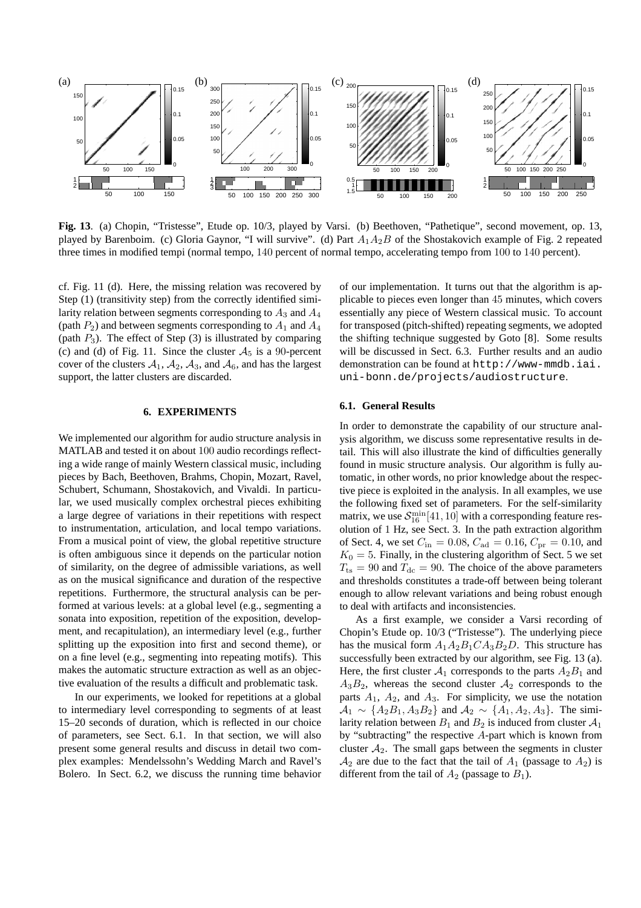**Fig. 13**. (a) Chopin, "Tristesse", Etude op. 10/3, played by Varsi. (b) Beethoven, "Pathetique", second movement, op. 13, played by Barenboim. (c) Gloria Gaynor, "I will survive". (d) Part $A_1A_2B$ of the Shostakovich example of Fig. 2 repeated three times in modified tempi (normal tempo, 140 percent of normal tempo, accelerating tempo from 100 to 140 percent).

cf. Fig. 11 (d). Here, the missing relation was recovered by Step (1) (transitivity step) from the correctly identified similarity relation between segments corresponding to $A_3$ and $A_4$ (path $P_2$) and between segments corresponding to $A_1$ and $A_4$ (path $P_3$). The effect of Step (3) is illustrated by comparing (c) and (d) of Fig. 11. Since the cluster $\mathcal{A}_5$ is a 90-percent cover of the clusters $\mathcal{A}_1$, $\mathcal{A}_2$, $\mathcal{A}_3$, and $\mathcal{A}_6$, and has the largest support, the latter clusters are discarded.

## 6. EXPERIMENTS

We implemented our algorithm for audio structure analysis in MATLAB and tested it on about 100 audio recordings reflecting a wide range of mainly Western classical music, including pieces by Bach, Beethoven, Brahms, Chopin, Mozart, Ravel, Schubert, Schumann, Shostakovich, and Vivaldi. In particular, we used musically complex orchestral pieces exhibiting a large degree of variations in their repetitions with respect to instrumentation, articulation, and local tempo variations. From a musical point of view, the global repetitive structure is often ambiguous since it depends on the particular notion of similarity, on the degree of admissible variations, as well as on the musical significance and duration of the respective repetitions. Furthermore, the structural analysis can be performed at various levels: at a global level (e.g., segmenting a sonata into exposition, repetition of the exposition, development, and recapitulation), an intermediary level (e.g., further splitting up the exposition into first and second theme), or on a fine level (e.g., segmenting into repeating motifs). This makes the automatic structure extraction as well as an objective evaluation of the results a difficult and problematic task.

In our experiments, we looked for repetitions at a global to intermediary level corresponding to segments of at least 15–20 seconds of duration, which is reflected in our choice of parameters, see Sect. 6.1. In that section, we will also present some general results and discuss in detail two complex examples: Mendelssohn's Wedding March and Ravel's Bolero. In Sect. 6.2, we discuss the running time behavior of our implementation. It turns out that the algorithm is applicable to pieces even longer than 45 minutes, which covers essentially any piece of Western classical music. To account for transposed (pitch-shifted) repeating segments, we adopted the shifting technique suggested by Goto [8]. Some results will be discussed in Sect. 6.3. Further results and an audio demonstration can be found at http://www-mmdb.iai.uni-bonn.de/projects/audiostructure.

### 6.1. General Results

In order to demonstrate the capability of our structure analysis algorithm, we discuss some representative results in detail. This will also illustrate the kind of difficulties generally found in music structure analysis. Our algorithm is fully automatic, in other words, no prior knowledge about the respective piece is exploited in the analysis. In all examples, we use the following fixed set of parameters. For the self-similarity matrix, we use $\mathcal{S}_{16}^{\min}[41, 10]$ with a corresponding feature resolution of 1 Hz, see Sect. 3. In the path extraction algorithm of Sect. 4, we set $C_{\rm in} = 0.08$, $C_{\rm ad} = 0.16$, $C_{\rm pr} = 0.10$, and $K_0 = 5$. Finally, in the clustering algorithm of Sect. 5 we set $T_{\rm ts} = 90$ and $T_{\rm dc} = 90$. The choice of the above parameters and thresholds constitutes a trade-off between being tolerant enough to allow relevant variations and being robust enough to deal with artifacts and inconsistencies.

As a first example, we consider a Varsi recording of Chopin's Etude op. 10/3 ("Tristesse"). The underlying piece has the musical form $A_1A_2B_1CA_3B_2D$. This structure has successfully been extracted by our algorithm, see Fig. 13 (a). Here, the first cluster $\mathcal{A}_1$ corresponds to the parts $A_2B_1$ and $A_3B_2$, whereas the second cluster $\mathcal{A}_2$ corresponds to the parts $A_1$, $A_2$, and $A_3$. For simplicity, we use the notation $\mathcal{A}_1 \sim \{A_2B_1, A_3B_2\}$ and $\mathcal{A}_2 \sim \{A_1, A_2, A_3\}$. The similarity relation between $B_1$ and $B_2$ is induced from cluster $\mathcal{A}_1$ by "subtracting" the respective $A$-part which is known from cluster $\mathcal{A}_2$. The small gaps between the segments in cluster $\mathcal{A}_2$ are due to the fact that the tail of $A_1$ (passage to $A_2$) is different from the tail of $A_2$ (passage to $B_1$).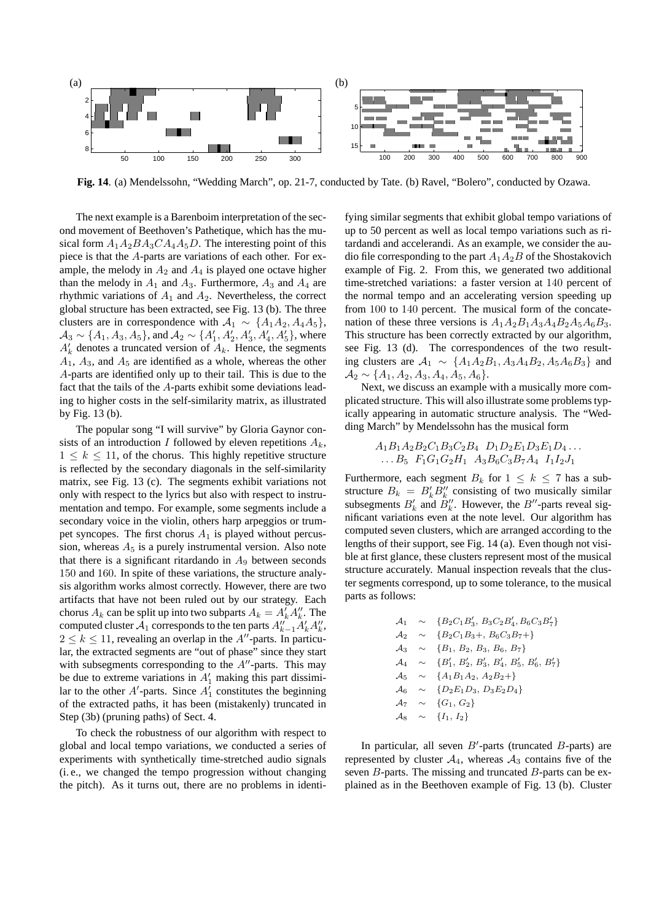**Fig. 14**. (a) Mendelssohn, "Wedding March", op. 21-7, conducted by Tate. (b) Ravel, "Bolero", conducted by Ozawa.

The next example is a Barenboim interpretation of the second movement of Beethoven's Pathetique, which has the musical form $A_1A_2BA_3CA_4A_5D$. The interesting point of this piece is that the $A$-parts are variations of each other. For example, the melody in $A_2$ and $A_4$ is played one octave higher than the melody in $A_1$ and $A_3$. Furthermore, $A_3$ and $A_4$ are rhythmic variations of $A_1$ and $A_2$. Nevertheless, the correct global structure has been extracted, see Fig. 13 (b). The three clusters are in correspondence with $\mathcal{A}_1 \sim \{A_1A_2, A_4A_5\}$, $\mathcal{A}_3 \sim \{A_1, A_3, A_5\}$, and $\mathcal{A}_2 \sim \{A_1', A_2', A_3', A_4', A_5'\}$, where $A_k'$ denotes a truncated version of $A_k$. Hence, the segments $A_1$, $A_3$, and $A_5$ are identified as a whole, whereas the other $A$-parts are identified only up to their tail. This is due to the fact that the tails of the $A$-parts exhibit some deviations leading to higher costs in the self-similarity matrix, as illustrated by Fig. 13 (b).

The popular song "I will survive" by Gloria Gaynor consists of an introduction $I$ followed by eleven repetitions $A_k$, $1 \leq k \leq 11$, of the chorus. This highly repetitive structure is reflected by the secondary diagonals in the self-similarity matrix, see Fig. 13 (c). The segments exhibit variations not only with respect to the lyrics but also with respect to instrumentation and tempo. For example, some segments include a secondary voice in the violin, others harp arpeggios or trumpet syncopes. The first chorus $A_1$ is played without percussion, whereas $A_5$ is a purely instrumental version. Also note that there is a significant ritardando in $A_9$ between seconds 150 and 160. In spite of these variations, the structure analysis algorithm works almost correctly. However, there are two artifacts that have not been ruled out by our strategy. Each chorus $A_k$ can be split up into two subparts $A_k = A_k'A_k''$. The computed cluster $\mathcal{A}_1$ corresponds to the ten parts $A_{k-1}''A_k'A_k''$, $2 \leq k \leq 11$, revealing an overlap in the $A''$-parts. In particular, the extracted segments are "out of phase" since they start with subsegments corresponding to the $A''$-parts. This may be due to extreme variations in $A_1'$ making this part dissimilar to the other $A'$-parts. Since $A_1'$ constitutes the beginning of the extracted paths, it has been (mistakenly) truncated in Step (3b) (pruning paths) of Sect. 4.

To check the robustness of our algorithm with respect to global and local tempo variations, we conducted a series of experiments with synthetically time-stretched audio signals (i. e., we changed the tempo progression without changing the pitch). As it turns out, there are no problems in identifying similar segments that exhibit global tempo variations of up to 50 percent as well as local tempo variations such as ritardandi and accelerandi. As an example, we consider the audio file corresponding to the part $A_1A_2B$ of the Shostakovich example of Fig. 2. From this, we generated two additional time-stretched variations: a faster version at 140 percent of the normal tempo and an accelerating version speeding up from 100 to 140 percent. The musical form of the concatenation of these three versions is $A_1A_2B_1A_3A_4B_2A_5A_6B_3$. This structure has been correctly extracted by our algorithm, see Fig. 13 (d). The correspondences of the two resulting clusters are $\mathcal{A}_1 \sim \{A_1A_2B_1, A_3A_4B_2, A_5A_6B_3\}$ and $\mathcal{A}_2 \sim \{A_1, A_2, A_3, A_4, A_5, A_6\}$.

Next, we discuss an example with a musically more complicated structure. This will also illustrate some problems typically appearing in automatic structure analysis. The "Wedding March" by Mendelssohn has the musical form

$$A_1B_1A_2B_2C_1B_3C_2B_4 \;\; D_1D_2E_1D_3E_1D_4 \ldots$$
$$\ldots B_5 \;\; F_1G_1G_2H_1 \;\; A_3B_6C_3B_7A_4 \;\; I_1I_2J_1$$

Furthermore, each segment $B_k$ for $1 \leq k \leq 7$ has a substructure $B_k = B_k'B_k''$ consisting of two musically similar subsegments $B_k'$ and $B_k''$. However, the $B''$-parts reveal significant variations even at the note level. Our algorithm has computed seven clusters, which are arranged according to the lengths of their support, see Fig. 14 (a). Even though not visible at first glance, these clusters represent most of the musical structure accurately. Manual inspection reveals that the cluster segments correspond, up to some tolerance, to the musical parts as follows:

$$\begin{array}{lll}
\mathcal{A}_1 & \sim & \{B_2C_1B_3',\, B_3C_2B_4',\, B_6C_3B_7'\} \\
\mathcal{A}_2 & \sim & \{B_2C_1B_3+,\, B_6C_3B_7+\} \\
\mathcal{A}_3 & \sim & \{B_1,\, B_2,\, B_3,\, B_6,\, B_7\} \\
\mathcal{A}_4 & \sim & \{B_1',\, B_2',\, B_3',\, B_4',\, B_5',\, B_6',\, B_7'\} \\
\mathcal{A}_5 & \sim & \{A_1B_1A_2,\, A_2B_2+\} \\
\mathcal{A}_6 & \sim & \{D_2E_1D_3,\, D_3E_2D_4\} \\
\mathcal{A}_7 & \sim & \{G_1,\, G_2\} \\
\mathcal{A}_8 & \sim & \{I_1,\, I_2\}
\end{array}$$

In particular, all seven $B'$-parts (truncated $B$-parts) are represented by cluster $\mathcal{A}_4$, whereas $\mathcal{A}_3$ contains five of the seven $B$-parts. The missing and truncated $B$-parts can be explained as in the Beethoven example of Fig. 13 (b). Cluster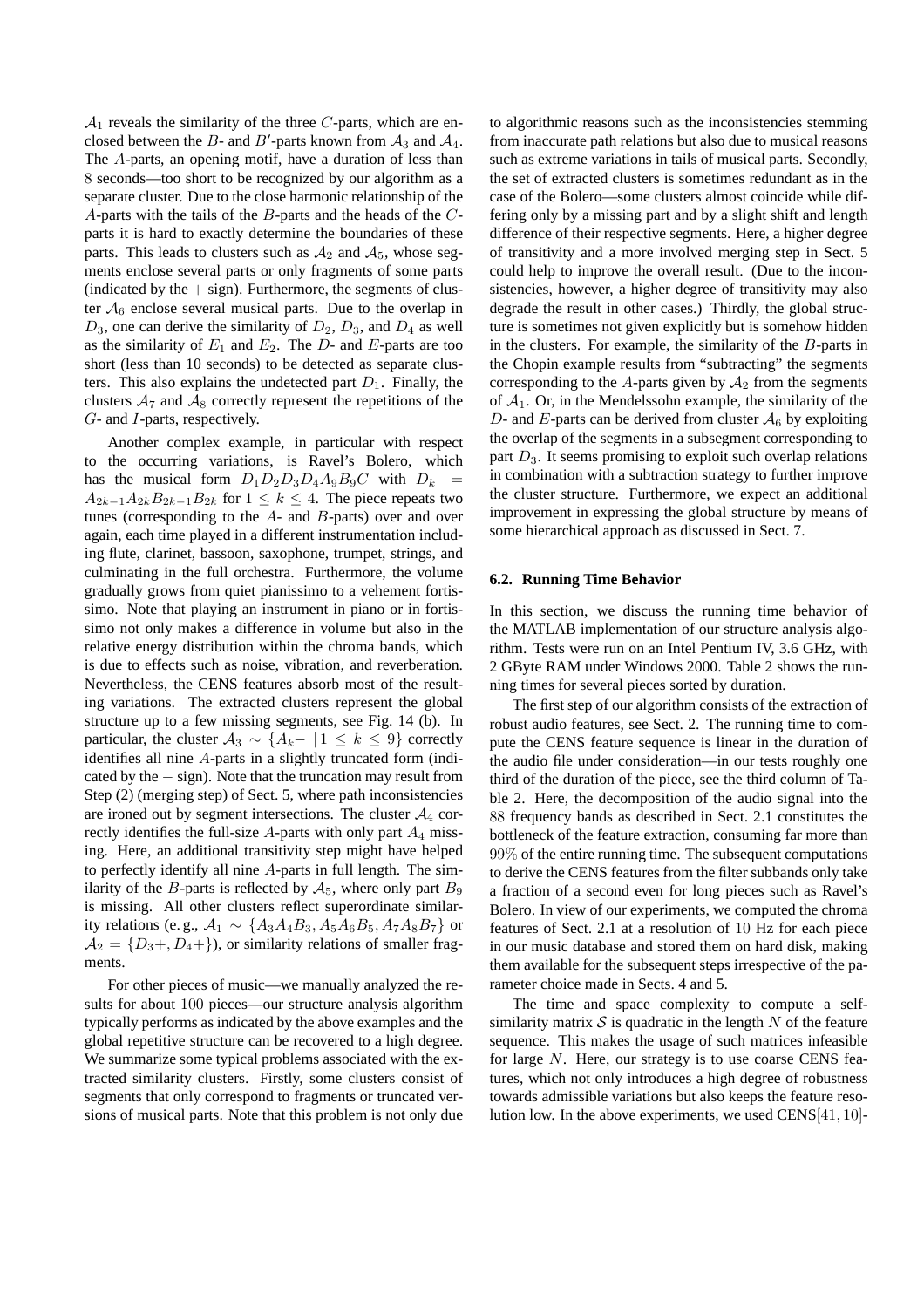$\mathcal{A}_1$ reveals the similarity of the three $C$-parts, which are enclosed between the $B$- and $B'$-parts known from $\mathcal{A}_3$ and $\mathcal{A}_4$. The $A$-parts, an opening motif, have a duration of less than 8 seconds—too short to be recognized by our algorithm as a separate cluster. Due to the close harmonic relationship of the $A$-parts with the tails of the $B$-parts and the heads of the $C$-parts it is hard to exactly determine the boundaries of these parts. This leads to clusters such as $\mathcal{A}_2$ and $\mathcal{A}_5$, whose segments enclose several parts or only fragments of some parts (indicated by the $+$ sign). Furthermore, the segments of cluster $\mathcal{A}_6$ enclose several musical parts. Due to the overlap in $D_3$, one can derive the similarity of $D_2$, $D_3$, and $D_4$ as well as the similarity of $E_1$ and $E_2$. The $D$- and $E$-parts are too short (less than 10 seconds) to be detected as separate clusters. This also explains the undetected part $D_1$. Finally, the clusters $\mathcal{A}_7$ and $\mathcal{A}_8$ correctly represent the repetitions of the $G$- and $I$-parts, respectively.

Another complex example, in particular with respect to the occurring variations, is Ravel's Bolero, which has the musical form $D_1D_2D_3D_4A_9B_9C$ with $D_k = A_{2k-1}A_{2k}B_{2k-1}B_{2k}$ for $1 \leq k \leq 4$. The piece repeats two tunes (corresponding to the $A$- and $B$-parts) over and over again, each time played in a different instrumentation including flute, clarinet, bassoon, saxophone, trumpet, strings, and culminating in the full orchestra. Furthermore, the volume gradually grows from quiet pianissimo to a vehement fortissimo. Note that playing an instrument in piano or in fortissimo not only makes a difference in volume but also in the relative energy distribution within the chroma bands, which is due to effects such as noise, vibration, and reverberation. Nevertheless, the CENS features absorb most of the resulting variations. The extracted clusters represent the global structure up to a few missing segments, see Fig. 14 (b). In particular, the cluster $\mathcal{A}_3 \sim \{A_k- \mid 1 \leq k \leq 9\}$ correctly identifies all nine $A$-parts in a slightly truncated form (indicated by the $-$ sign). Note that the truncation may result from Step (2) (merging step) of Sect. 5, where path inconsistencies are ironed out by segment intersections. The cluster $\mathcal{A}_4$ correctly identifies the full-size $A$-parts with only part $A_4$ missing. Here, an additional transitivity step might have helped to perfectly identify all nine $A$-parts in full length. The similarity of the $B$-parts is reflected by $\mathcal{A}_5$, where only part $B_9$ is missing. All other clusters reflect superordinate similarity relations (e. g., $\mathcal{A}_1 \sim \{A_3A_4B_3, A_5A_6B_5, A_7A_8B_7\}$ or $\mathcal{A}_2 = \{D_3+, D_4+\}$), or similarity relations of smaller fragments.

For other pieces of music—we manually analyzed the results for about 100 pieces—our structure analysis algorithm typically performs as indicated by the above examples and the global repetitive structure can be recovered to a high degree. We summarize some typical problems associated with the extracted similarity clusters. Firstly, some clusters consist of segments that only correspond to fragments or truncated versions of musical parts. Note that this problem is not only due to algorithmic reasons such as the inconsistencies stemming from inaccurate path relations but also due to musical reasons such as extreme variations in tails of musical parts. Secondly, the set of extracted clusters is sometimes redundant as in the case of the Bolero—some clusters almost coincide while differing only by a missing part and by a slight shift and length difference of their respective segments. Here, a higher degree of transitivity and a more involved merging step in Sect. 5 could help to improve the overall result. (Due to the inconsistencies, however, a higher degree of transitivity may also degrade the result in other cases.) Thirdly, the global structure is sometimes not given explicitly but is somehow hidden in the clusters. For example, the similarity of the $B$-parts in the Chopin example results from "subtracting" the segments corresponding to the $A$-parts given by $\mathcal{A}_2$ from the segments of $\mathcal{A}_1$. Or, in the Mendelssohn example, the similarity of the $D$- and $E$-parts can be derived from cluster $\mathcal{A}_6$ by exploiting the overlap of the segments in a subsegment corresponding to part $D_3$. It seems promising to exploit such overlap relations in combination with a subtraction strategy to further improve the cluster structure. Furthermore, we expect an additional improvement in expressing the global structure by means of some hierarchical approach as discussed in Sect. 7.

### 6.2. Running Time Behavior

In this section, we discuss the running time behavior of the MATLAB implementation of our structure analysis algorithm. Tests were run on an Intel Pentium IV, 3.6 GHz, with 2 GByte RAM under Windows 2000. Table 2 shows the running times for several pieces sorted by duration.

The first step of our algorithm consists of the extraction of robust audio features, see Sect. 2. The running time to compute the CENS feature sequence is linear in the duration of the audio file under consideration—in our tests roughly one third of the duration of the piece, see the third column of Table 2. Here, the decomposition of the audio signal into the 88 frequency bands as described in Sect. 2.1 constitutes the bottleneck of the feature extraction, consuming far more than 99% of the entire running time. The subsequent computations to derive the CENS features from the filter subbands only take a fraction of a second even for long pieces such as Ravel's Bolero. In view of our experiments, we computed the chroma features of Sect. 2.1 at a resolution of 10 Hz for each piece in our music database and stored them on hard disk, making them available for the subsequent steps irrespective of the parameter choice made in Sects. 4 and 5.

The time and space complexity to compute a self-similarity matrix $\mathcal{S}$ is quadratic in the length $N$ of the feature sequence. This makes the usage of such matrices infeasible for large $N$. Here, our strategy is to use coarse CENS features, which not only introduces a high degree of robustness towards admissible variations but also keeps the feature resolution low. In the above experiments, we used CENS$[41, 10]$-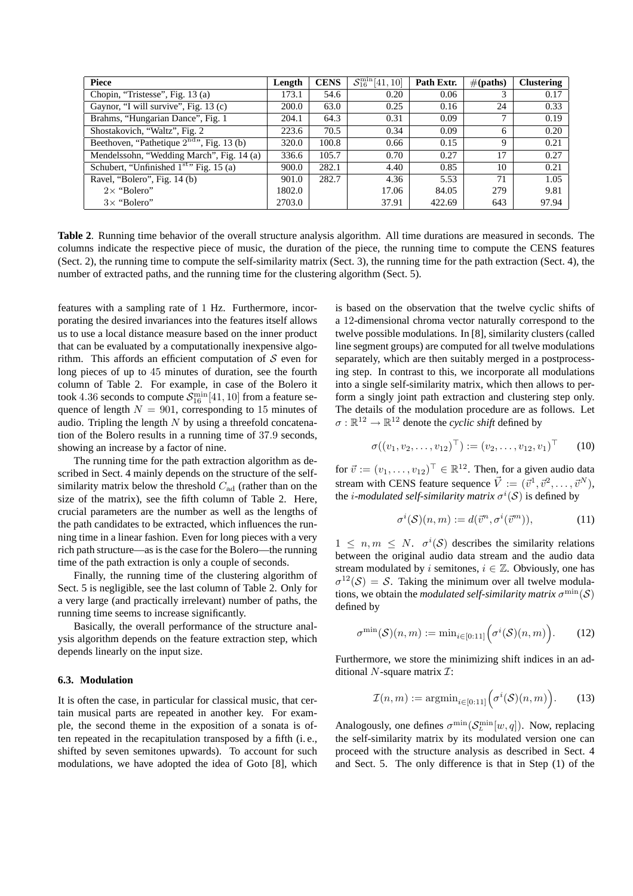| Piece | Length | CENS | $\mathcal{S}_{16}^{\min}[41,10]$ | Path Extr. | #(paths) | Clustering |
|---|---|---|---|---|---|---|
| Chopin, "Tristesse", Fig. 13 (a) | 173.1 | 54.6 | 0.20 | 0.06 | 3 | 0.17 |
| Gaynor, "I will survive", Fig. 13 (c) | 200.0 | 63.0 | 0.25 | 0.16 | 24 | 0.33 |
| Brahms, "Hungarian Dance", Fig. 1 | 204.1 | 64.3 | 0.31 | 0.09 | 7 | 0.19 |
| Shostakovich, "Waltz", Fig. 2 | 223.6 | 70.5 | 0.34 | 0.09 | 6 | 0.20 |
| Beethoven, "Pathetique 2nd", Fig. 13 (b) | 320.0 | 100.8 | 0.66 | 0.15 | 9 | 0.21 |
| Mendelssohn, "Wedding March", Fig. 14 (a) | 336.6 | 105.7 | 0.70 | 0.27 | 17 | 0.27 |
| Schubert, "Unfinished 1st" Fig. 15 (a) | 900.0 | 282.1 | 4.40 | 0.85 | 10 | 0.21 |
| Ravel, "Bolero", Fig. 14 (b) | 901.0 | 282.7 | 4.36 | 5.53 | 71 | 1.05 |
| 2× "Bolero" | 1802.0 | | 17.06 | 84.05 | 279 | 9.81 |
| 3× "Bolero" | 2703.0 | | 37.91 | 422.69 | 643 | 97.94 |

**Table 2**. Running time behavior of the overall structure analysis algorithm. All time durations are measured in seconds. The columns indicate the respective piece of music, the duration of the piece, the running time to compute the CENS features (Sect. 2), the running time to compute the self-similarity matrix (Sect. 3), the running time for the path extraction (Sect. 4), the number of extracted paths, and the running time for the clustering algorithm (Sect. 5).

features with a sampling rate of 1 Hz. Furthermore, incorporating the desired invariances into the features itself allows us to use a local distance measure based on the inner product that can be evaluated by a computationally inexpensive algorithm. This affords an efficient computation of $\mathcal{S}$ even for long pieces of up to 45 minutes of duration, see the fourth column of Table 2. For example, in case of the Bolero it took 4.36 seconds to compute $\mathcal{S}_{16}^{\min}[41,10]$ from a feature sequence of length $N = 901$, corresponding to 15 minutes of audio. Tripling the length $N$ by using a threefold concatenation of the Bolero results in a running time of 37.9 seconds, showing an increase by a factor of nine.

The running time for the path extraction algorithm as described in Sect. 4 mainly depends on the structure of the self-similarity matrix below the threshold $C_{\mathrm{ad}}$ (rather than on the size of the matrix), see the fifth column of Table 2. Here, crucial parameters are the number as well as the lengths of the path candidates to be extracted, which influences the running time in a linear fashion. Even for long pieces with a very rich path structure—as is the case for the Bolero—the running time of the path extraction is only a couple of seconds.

Finally, the running time of the clustering algorithm of Sect. 5 is negligible, see the last column of Table 2. Only for a very large (and practically irrelevant) number of paths, the running time seems to increase significantly.

Basically, the overall performance of the structure analysis algorithm depends on the feature extraction step, which depends linearly on the input size.

### 6.3. Modulation

It is often the case, in particular for classical music, that certain musical parts are repeated in another key. For example, the second theme in the exposition of a sonata is often repeated in the recapitulation transposed by a fifth (i. e., shifted by seven semitones upwards). To account for such modulations, we have adopted the idea of Goto [8], which is based on the observation that the twelve cyclic shifts of a 12-dimensional chroma vector naturally correspond to the twelve possible modulations. In [8], similarity clusters (called line segment groups) are computed for all twelve modulations separately, which are then suitably merged in a postprocessing step. In contrast to this, we incorporate all modulations into a single self-similarity matrix, which then allows to perform a singly joint path extraction and clustering step only. The details of the modulation procedure are as follows. Let $\sigma : \mathbb{R}^{12} \to \mathbb{R}^{12}$ denote the *cyclic shift* defined by

$$\sigma((v_1, v_2, \ldots, v_{12})^\top) := (v_2, \ldots, v_{12}, v_1)^\top \qquad (10)$$

for $\vec{v} := (v_1, \ldots, v_{12})^\top \in \mathbb{R}^{12}$. Then, for a given audio data stream with CENS feature sequence $\vec{V} := (\vec{v}^1, \vec{v}^2, \ldots, \vec{v}^N)$, the $i$-*modulated self-similarity matrix* $\sigma^i(\mathcal{S})$ is defined by

$$\sigma^i(\mathcal{S})(n,m) := d(\vec{v}^n, \sigma^i(\vec{v}^m)), \qquad (11)$$

$1 \leq n, m \leq N$. $\sigma^i(\mathcal{S})$ describes the similarity relations between the original audio data stream and the audio data stream modulated by $i$ semitones, $i \in \mathbb{Z}$. Obviously, one has $\sigma^{12}(\mathcal{S}) = \mathcal{S}$. Taking the minimum over all twelve modulations, we obtain the *modulated self-similarity matrix* $\sigma^{\min}(\mathcal{S})$ defined by

$$\sigma^{\min}(\mathcal{S})(n,m) := \min_{i \in [0:11]} \Big( \sigma^i(\mathcal{S})(n,m) \Big). \qquad (12)$$

Furthermore, we store the minimizing shift indices in an additional $N$-square matrix $\mathcal{I}$:

$$\mathcal{I}(n,m) := \operatorname{argmin}_{i \in [0:11]} \Big( \sigma^i(\mathcal{S})(n,m) \Big). \qquad (13)$$

Analogously, one defines $\sigma^{\min}(\mathcal{S}_L^{\min}[w,q])$. Now, replacing the self-similarity matrix by its modulated version one can proceed with the structure analysis as described in Sect. 4 and Sect. 5. The only difference is that in Step (1) of the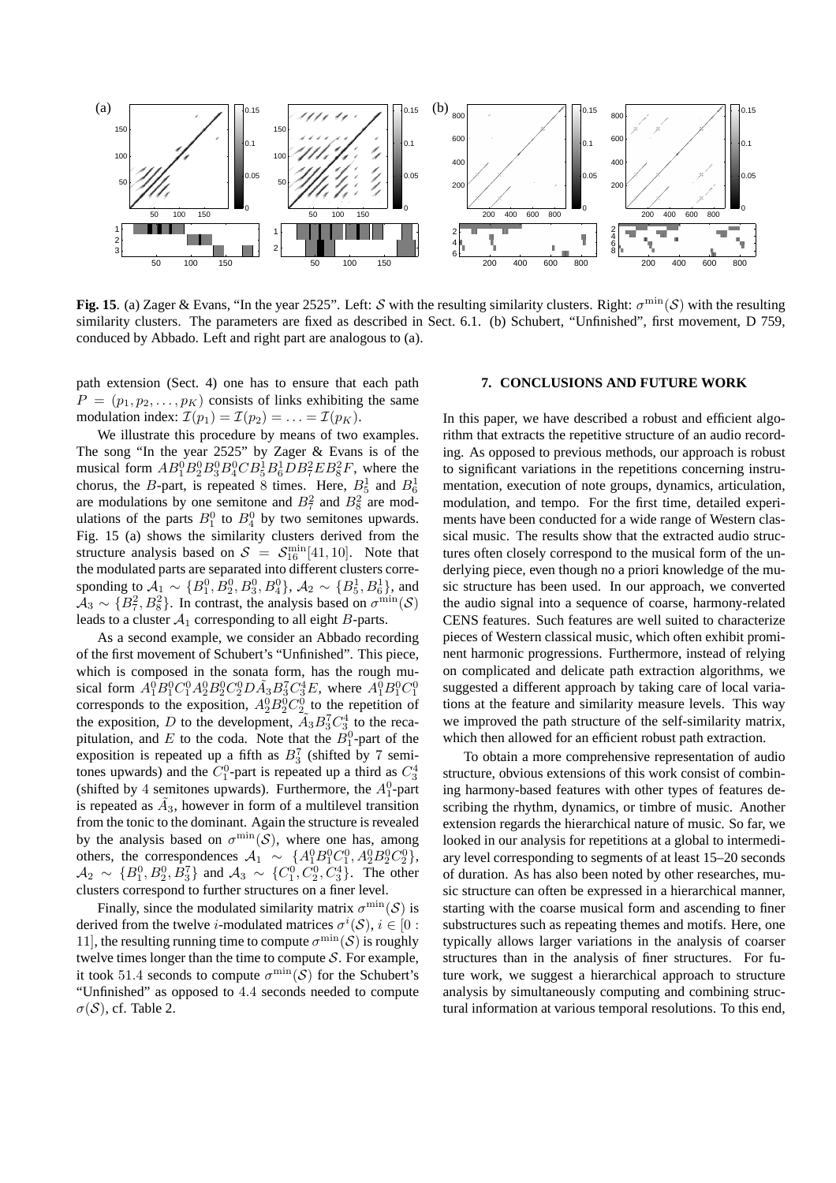(a)

0.15
0.1
0.05
0
150
100
50
50 100 150

0.15
0.1
0.05
0
150
100
50
50 100 150

1
2
3
50 100 150

1
2
50 100 150

(b)

800
600
400
200
200 400 600 800
0.15
0.1
0.05
0

800
600
400
200
200 400 600 800
0.15
0.1
0.05
0

2
4
6
200 400 600 800

2
4
6
8
200 400 600 800

**Fig. 15**. (a) Zager & Evans, "In the year 2525". Left: $\mathcal{S}$ with the resulting similarity clusters. Right: $\sigma^{\min}(\mathcal{S})$ with the resulting similarity clusters. The parameters are fixed as described in Sect. 6.1. (b) Schubert, "Unfinished", first movement, D 759, conduced by Abbado. Left and right part are analogous to (a).

path extension (Sect. 4) one has to ensure that each path $P = (p_1, p_2, \ldots, p_K)$ consists of links exhibiting the same modulation index: $\mathcal{I}(p_1) = \mathcal{I}(p_2) = \ldots = \mathcal{I}(p_K)$.

We illustrate this procedure by means of two examples. The song "In the year 2525" by Zager & Evans is of the musical form $AB_1^0B_2^0B_3^0B_4^0CB_5^1B_6^1DB_7^2EB_8^2F$, where the chorus, the $B$-part, is repeated 8 times. Here, $B_5^1$ and $B_6^1$ are modulations by one semitone and $B_7^2$ and $B_8^2$ are modulations of the parts $B_1^0$ to $B_4^0$ by two semitones upwards. Fig. 15 (a) shows the similarity clusters derived from the structure analysis based on $\mathcal{S} = \mathcal{S}_{16}^{\min}[41, 10]$. Note that the modulated parts are separated into different clusters corresponding to $\mathcal{A}_1 \sim \{B_1^0, B_2^0, B_3^0, B_4^0\}$, $\mathcal{A}_2 \sim \{B_5^1, B_6^1\}$, and $\mathcal{A}_3 \sim \{B_7^2, B_8^2\}$. In contrast, the analysis based on $\sigma^{\min}(\mathcal{S})$ leads to a cluster $\mathcal{A}_1$ corresponding to all eight $B$-parts.

As a second example, we consider an Abbado recording of the first movement of Schubert's "Unfinished". This piece, which is composed in the sonata form, has the rough musical form $A_1^0B_1^0C_1^0A_2^0B_2^0C_2^0D\tilde{A}_3B_3^7C_3^4E$, where $A_1^0B_1^0C_1^0$ corresponds to the exposition, $A_2^0B_2^0C_2^0$ to the repetition of the exposition, $D$ to the development, $\tilde{A}_3B_3^7C_3^4$ to the recapitulation, and $E$ to the coda. Note that the $B_1^0$-part of the exposition is repeated up a fifth as $B_3^7$ (shifted by 7 semitones upwards) and the $C_1^0$-part is repeated up a third as $C_3^4$ (shifted by 4 semitones upwards). Furthermore, the $A_1^0$-part is repeated as $\tilde{A}_3$, however in form of a multilevel transition from the tonic to the dominant. Again the structure is revealed by the analysis based on $\sigma^{\min}(\mathcal{S})$, where one has, among others, the correspondences $\mathcal{A}_1 \sim \{A_1^0B_1^0C_1^0, A_2^0B_2^0C_2^0\}$, $\mathcal{A}_2 \sim \{B_1^0, B_2^0, B_3^7\}$ and $\mathcal{A}_3 \sim \{C_1^0, C_2^0, C_3^4\}$. The other clusters correspond to further structures on a finer level.

Finally, since the modulated similarity matrix $\sigma^{\min}(\mathcal{S})$ is derived from the twelve $i$-modulated matrices $\sigma^i(\mathcal{S})$, $i \in [0 : 11]$, the resulting running time to compute $\sigma^{\min}(\mathcal{S})$ is roughly twelve times longer than the time to compute $\mathcal{S}$. For example, it took 51.4 seconds to compute $\sigma^{\min}(\mathcal{S})$ for the Schubert's "Unfinished" as opposed to 4.4 seconds needed to compute $\sigma(\mathcal{S})$, cf. Table 2.

## 7. CONCLUSIONS AND FUTURE WORK

In this paper, we have described a robust and efficient algorithm that extracts the repetitive structure of an audio recording. As opposed to previous methods, our approach is robust to significant variations in the repetitions concerning instrumentation, execution of note groups, dynamics, articulation, modulation, and tempo. For the first time, detailed experiments have been conducted for a wide range of Western classical music. The results show that the extracted audio structures often closely correspond to the musical form of the underlying piece, even though no a priori knowledge of the music structure has been used. In our approach, we converted the audio signal into a sequence of coarse, harmony-related CENS features. Such features are well suited to characterize pieces of Western classical music, which often exhibit prominent harmonic progressions. Furthermore, instead of relying on complicated and delicate path extraction algorithms, we suggested a different approach by taking care of local variations at the feature and similarity measure levels. This way we improved the path structure of the self-similarity matrix, which then allowed for an efficient robust path extraction.

To obtain a more comprehensive representation of audio structure, obvious extensions of this work consist of combining harmony-based features with other types of features describing the rhythm, dynamics, or timbre of music. Another extension regards the hierarchical nature of music. So far, we looked in our analysis for repetitions at a global to intermediary level corresponding to segments of at least 15–20 seconds of duration. As has also been noted by other researches, music structure can often be expressed in a hierarchical manner, starting with the coarse musical form and ascending to finer substructures such as repeating themes and motifs. Here, one typically allows larger variations in the analysis of coarser structures than in the analysis of finer structures. For future work, we suggest a hierarchical approach to structure analysis by simultaneously computing and combining structural information at various temporal resolutions. To this end,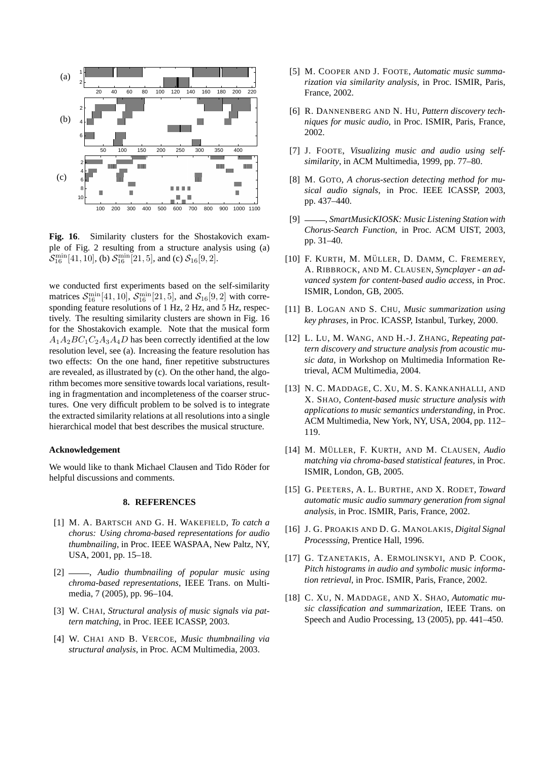(a)

1
2

20 40 60 80 100 120 140 160 180 200 220

(b)

2
4
6

50 100 150 200 250 300 350 400

(c)

2
4
6
8
10

100 200 300 400 500 600 700 800 900 1000 1100

**Fig. 16**. Similarity clusters for the Shostakovich example of Fig. 2 resulting from a structure analysis using (a) $\mathcal{S}_{16}^{\min}[41, 10]$, (b) $\mathcal{S}_{16}^{\min}[21, 5]$, and (c) $\mathcal{S}_{16}[9, 2]$.

we conducted first experiments based on the self-similarity matrices $\mathcal{S}_{16}^{\min}[41, 10]$, $\mathcal{S}_{16}^{\min}[21, 5]$, and $\mathcal{S}_{16}[9, 2]$ with corresponding feature resolutions of 1 Hz, 2 Hz, and 5 Hz, respectively. The resulting similarity clusters are shown in Fig. 16 for the Shostakovich example. Note that the musical form $A_1A_2BC_1C_2A_3A_4D$ has been correctly identified at the low resolution level, see (a). Increasing the feature resolution has two effects: On the one hand, finer repetitive substructures are revealed, as illustrated by (c). On the other hand, the algorithm becomes more sensitive towards local variations, resulting in fragmentation and incompleteness of the coarser structures. One very difficult problem to be solved is to integrate the extracted similarity relations at all resolutions into a single hierarchical model that best describes the musical structure.

### Acknowledgement

We would like to thank Michael Clausen and Tido Röder for helpful discussions and comments.

## 8. REFERENCES

[1] M. A. Bartsch and G. H. Wakefield, *To catch a chorus: Using chroma-based representations for audio thumbnailing*, in Proc. IEEE WASPAA, New Paltz, NY, USA, 2001, pp. 15–18.

[2] ——, *Audio thumbnailing of popular music using chroma-based representations*, IEEE Trans. on Multimedia, 7 (2005), pp. 96–104.

[3] W. Chai, *Structural analysis of music signals via pattern matching*, in Proc. IEEE ICASSP, 2003.

[4] W. Chai and B. Vercoe, *Music thumbnailing via structural analysis*, in Proc. ACM Multimedia, 2003.

[5] M. Cooper and J. Foote, *Automatic music summarization via similarity analysis*, in Proc. ISMIR, Paris, France, 2002.

[6] R. Dannenberg and N. Hu, *Pattern discovery techniques for music audio*, in Proc. ISMIR, Paris, France, 2002.

[7] J. Foote, *Visualizing music and audio using self-similarity*, in ACM Multimedia, 1999, pp. 77–80.

[8] M. Goto, *A chorus-section detecting method for musical audio signals*, in Proc. IEEE ICASSP, 2003, pp. 437–440.

[9] ——, *SmartMusicKIOSK: Music Listening Station with Chorus-Search Function*, in Proc. ACM UIST, 2003, pp. 31–40.

[10] F. Kurth, M. Müller, D. Damm, C. Fremerey, A. Ribbrock, and M. Clausen, *Syncplayer - an advanced system for content-based audio access*, in Proc. ISMIR, London, GB, 2005.

[11] B. Logan and S. Chu, *Music summarization using key phrases*, in Proc. ICASSP, Istanbul, Turkey, 2000.

[12] L. Lu, M. Wang, and H.-J. Zhang, *Repeating pattern discovery and structure analysis from acoustic music data*, in Workshop on Multimedia Information Retrieval, ACM Multimedia, 2004.

[13] N. C. Maddage, C. Xu, M. S. Kankanhalli, and X. Shao, *Content-based music structure analysis with applications to music semantics understanding*, in Proc. ACM Multimedia, New York, NY, USA, 2004, pp. 112–119.

[14] M. Müller, F. Kurth, and M. Clausen, *Audio matching via chroma-based statistical features*, in Proc. ISMIR, London, GB, 2005.

[15] G. Peeters, A. L. Burthe, and X. Rodet, *Toward automatic music audio summary generation from signal analysis*, in Proc. ISMIR, Paris, France, 2002.

[16] J. G. Proakis and D. G. Manolakis, *Digital Signal Processsing*, Prentice Hall, 1996.

[17] G. Tzanetakis, A. Ermolinskyi, and P. Cook, *Pitch histograms in audio and symbolic music information retrieval*, in Proc. ISMIR, Paris, France, 2002.

[18] C. Xu, N. Maddage, and X. Shao, *Automatic music classification and summarization*, IEEE Trans. on Speech and Audio Processing, 13 (2005), pp. 441–450.